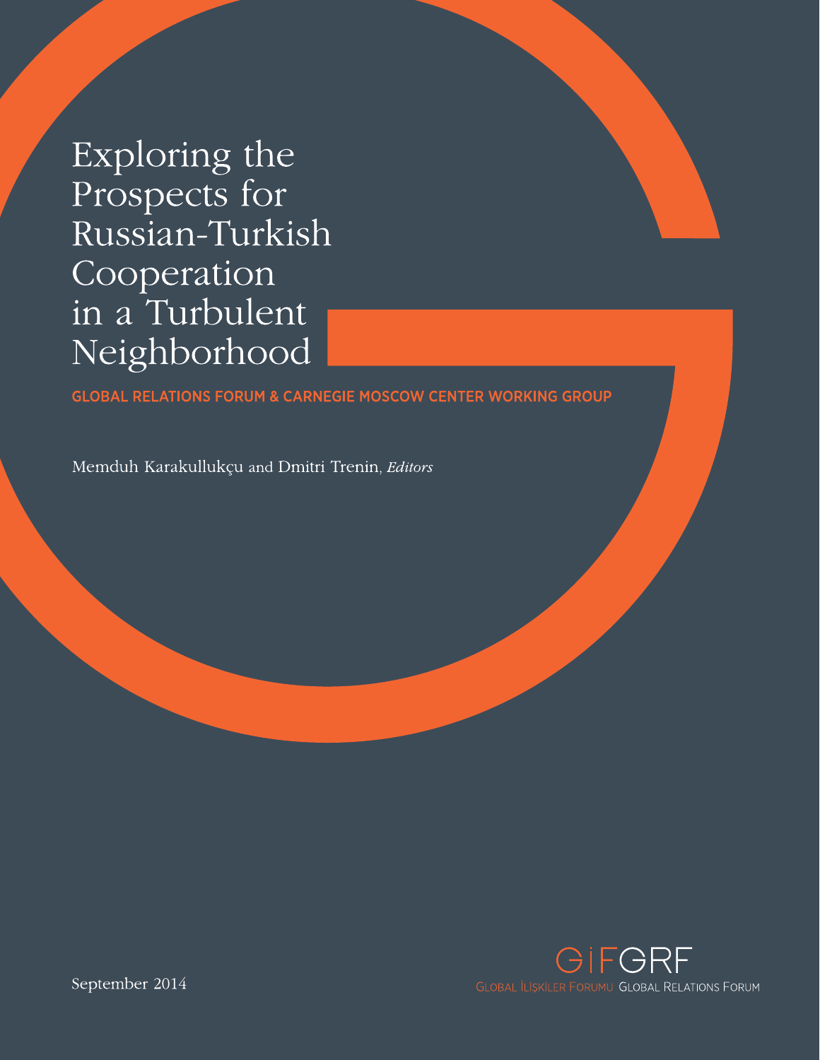# Exploring the Prospects for Russian-Turkish Cooperation in a Turbulent Neighborhood

**GLOBAL RELATIONS FORUM & CARNEGIE MOSCOW CENTER WORKING GROUP**

Memduh Karakullukçu and Dmitri Trenin, *Editors*

September 2014

GİF GRF
GLOBAL İLİŞKİLER FORUMU GLOBAL RELATIONS FORUM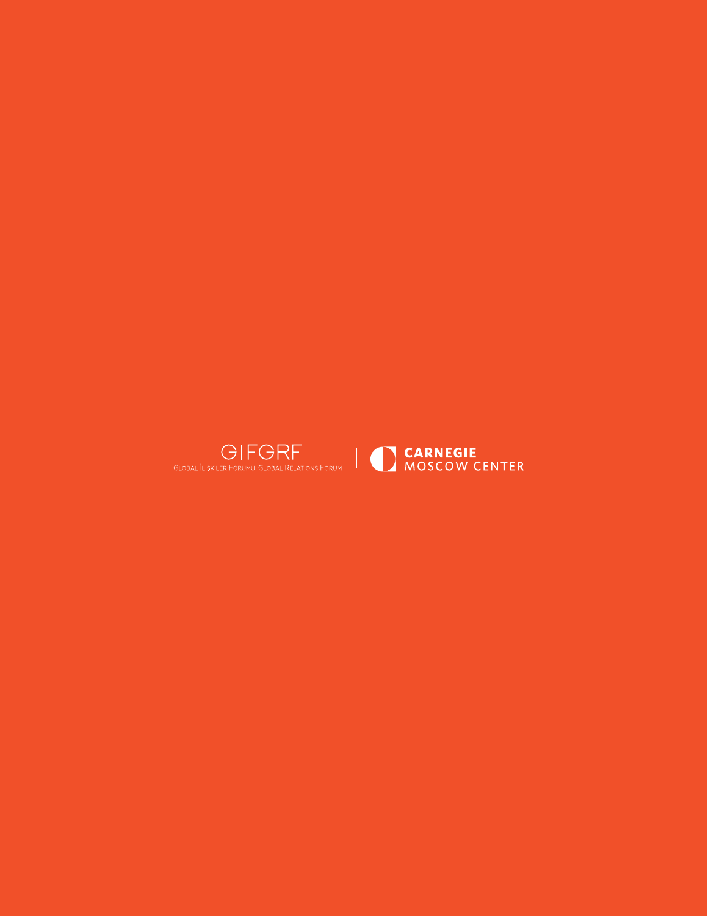GİFGRF

GLOBAL İLİŞKİLER FORUMU GLOBAL RELATIONS FORUM

CARNEGIE
MOSCOW CENTER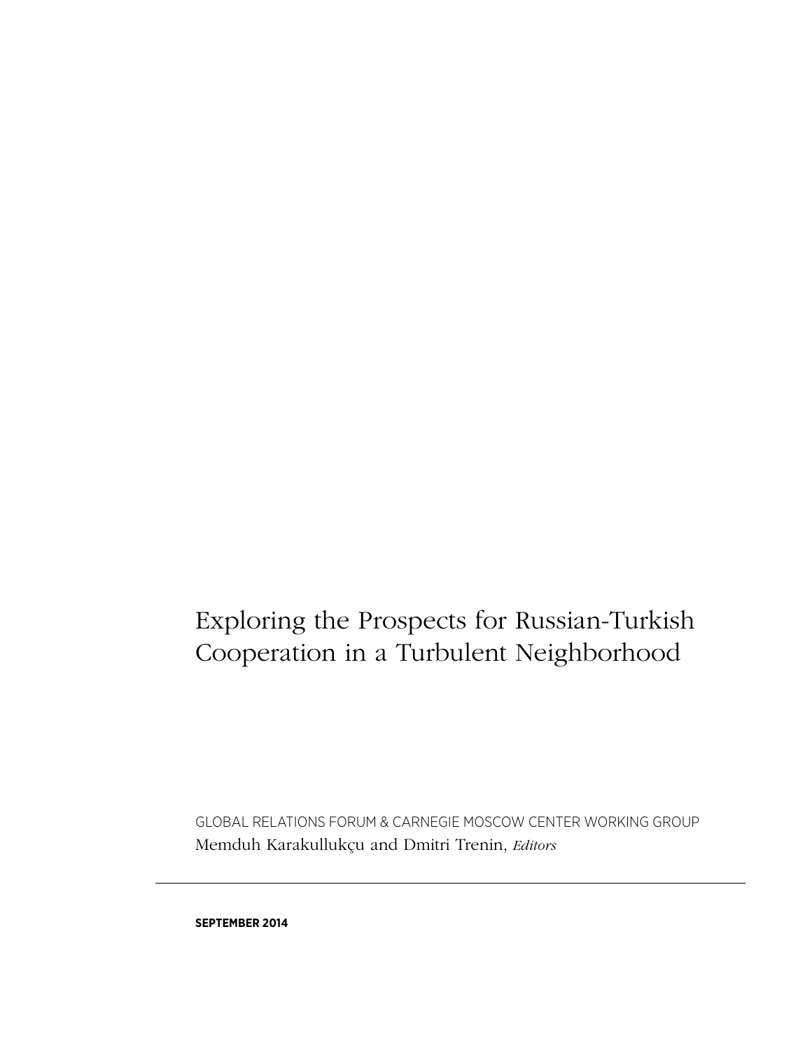# Exploring the Prospects for Russian-Turkish Cooperation in a Turbulent Neighborhood

GLOBAL RELATIONS FORUM & CARNEGIE MOSCOW CENTER WORKING GROUP

Memduh Karakullukçu and Dmitri Trenin, *Editors*

---

**SEPTEMBER 2014**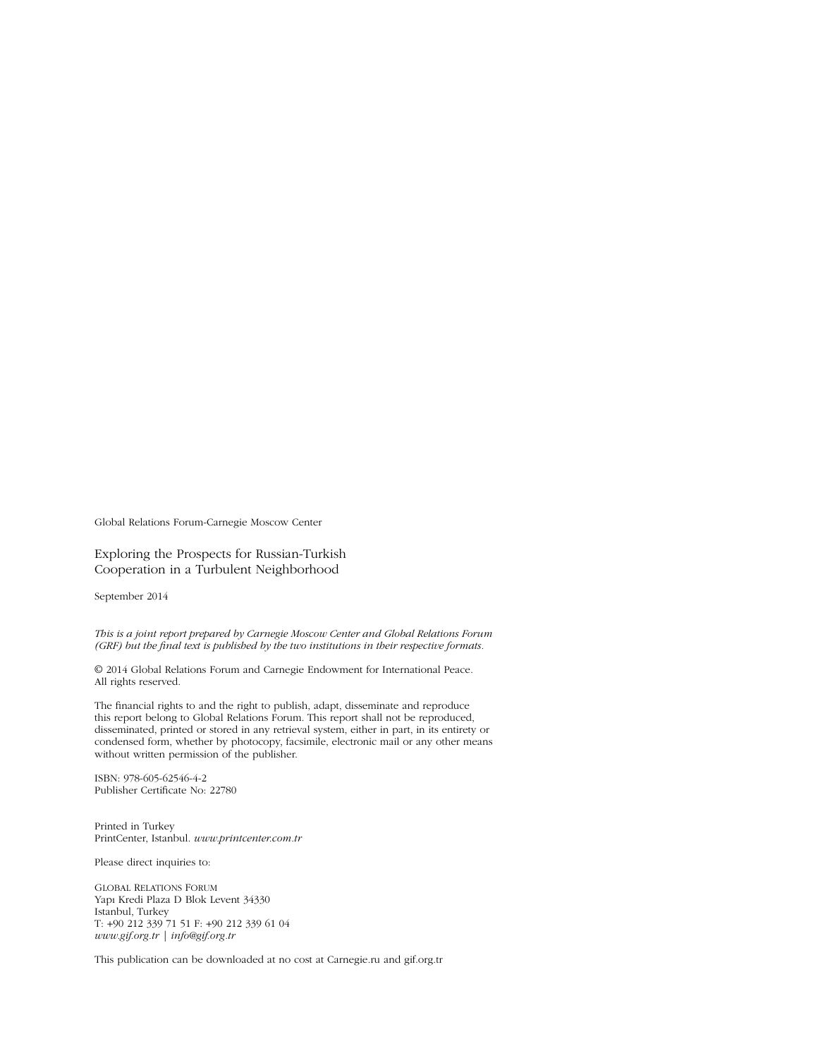Global Relations Forum-Carnegie Moscow Center

Exploring the Prospects for Russian-Turkish Cooperation in a Turbulent Neighborhood

September 2014

*This is a joint report prepared by Carnegie Moscow Center and Global Relations Forum (GRF) but the final text is published by the two institutions in their respective formats.*

© 2014 Global Relations Forum and Carnegie Endowment for International Peace. All rights reserved.

The financial rights to and the right to publish, adapt, disseminate and reproduce this report belong to Global Relations Forum. This report shall not be reproduced, disseminated, printed or stored in any retrieval system, either in part, in its entirety or condensed form, whether by photocopy, facsimile, electronic mail or any other means without written permission of the publisher.

ISBN: 978-605-62546-4-2
Publisher Certificate No: 22780

Printed in Turkey
PrintCenter, Istanbul. *www.printcenter.com.tr*

Please direct inquiries to:

Global Relations Forum
Yapı Kredi Plaza D Blok Levent 34330
Istanbul, Turkey
T: +90 212 339 71 51 F: +90 212 339 61 04
*www.gif.org.tr* | *info@gif.org.tr*

This publication can be downloaded at no cost at Carnegie.ru and gif.org.tr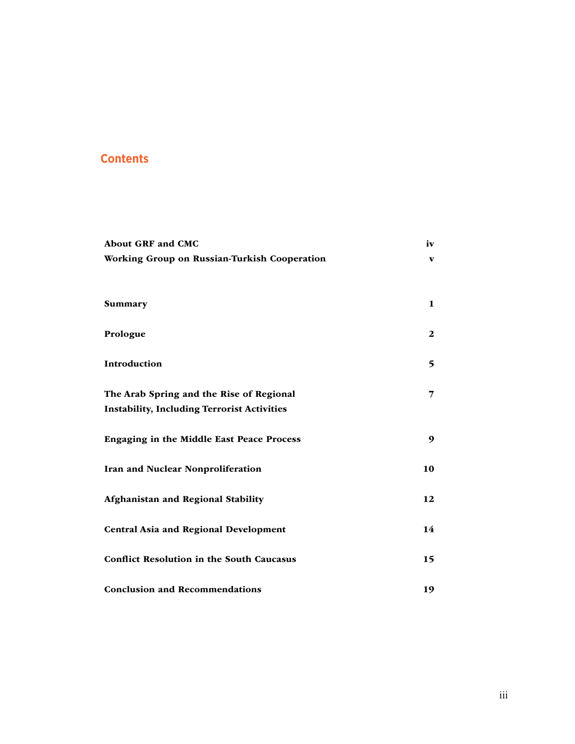## Contents

| | |
|---|---|
| About GRF and CMC | iv |
| Working Group on Russian-Turkish Cooperation | v |
| Summary | 1 |
| Prologue | 2 |
| Introduction | 5 |
| The Arab Spring and the Rise of Regional Instability, Including Terrorist Activities | 7 |
| Engaging in the Middle East Peace Process | 9 |
| Iran and Nuclear Nonproliferation | 10 |
| Afghanistan and Regional Stability | 12 |
| Central Asia and Regional Development | 14 |
| Conflict Resolution in the South Caucasus | 15 |
| Conclusion and Recommendations | 19 |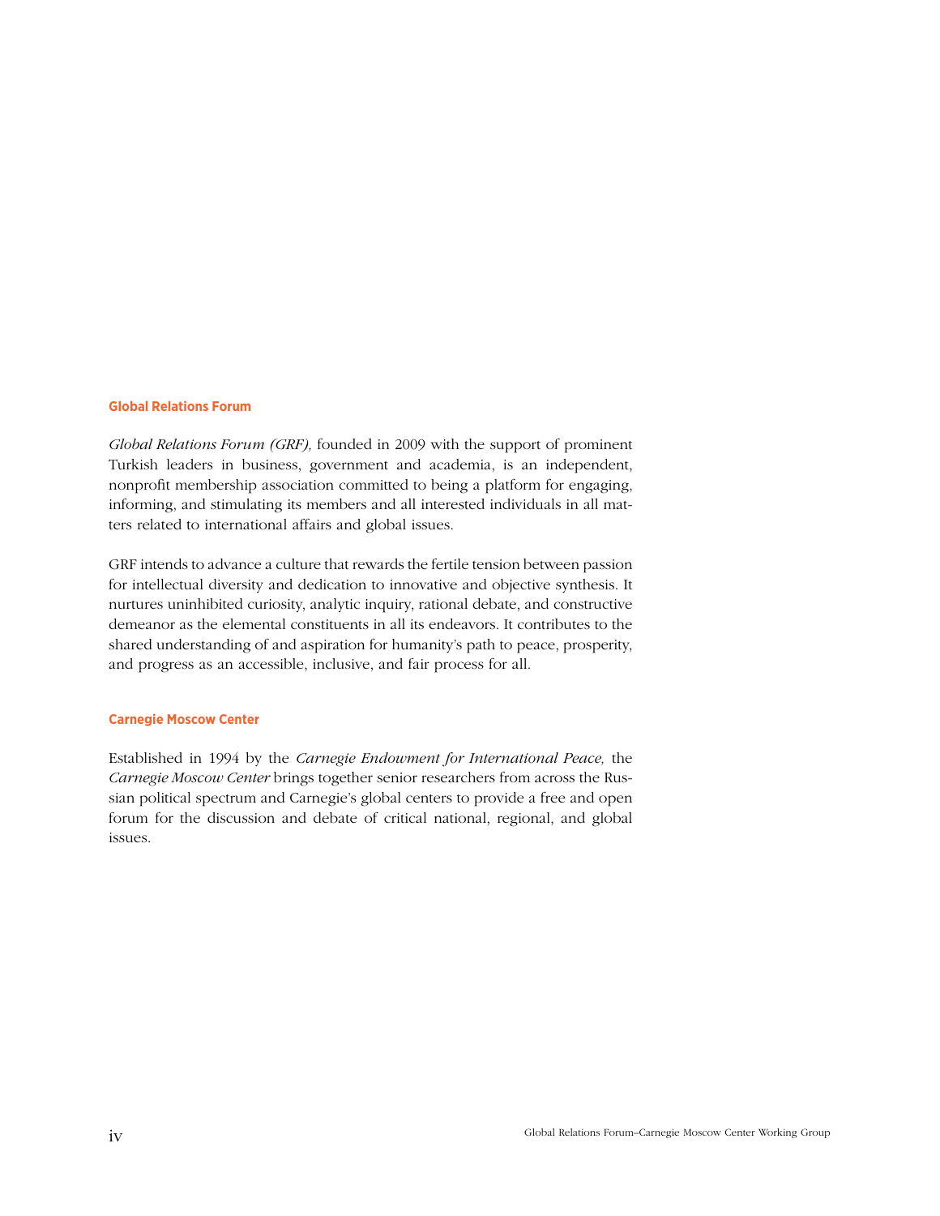### Global Relations Forum

*Global Relations Forum (GRF),* founded in 2009 with the support of prominent Turkish leaders in business, government and academia, is an independent, nonprofit membership association committed to being a platform for engaging, informing, and stimulating its members and all interested individuals in all matters related to international affairs and global issues.

GRF intends to advance a culture that rewards the fertile tension between passion for intellectual diversity and dedication to innovative and objective synthesis. It nurtures uninhibited curiosity, analytic inquiry, rational debate, and constructive demeanor as the elemental constituents in all its endeavors. It contributes to the shared understanding of and aspiration for humanity's path to peace, prosperity, and progress as an accessible, inclusive, and fair process for all.

### Carnegie Moscow Center

Established in 1994 by the *Carnegie Endowment for International Peace,* the *Carnegie Moscow Center* brings together senior researchers from across the Russian political spectrum and Carnegie's global centers to provide a free and open forum for the discussion and debate of critical national, regional, and global issues.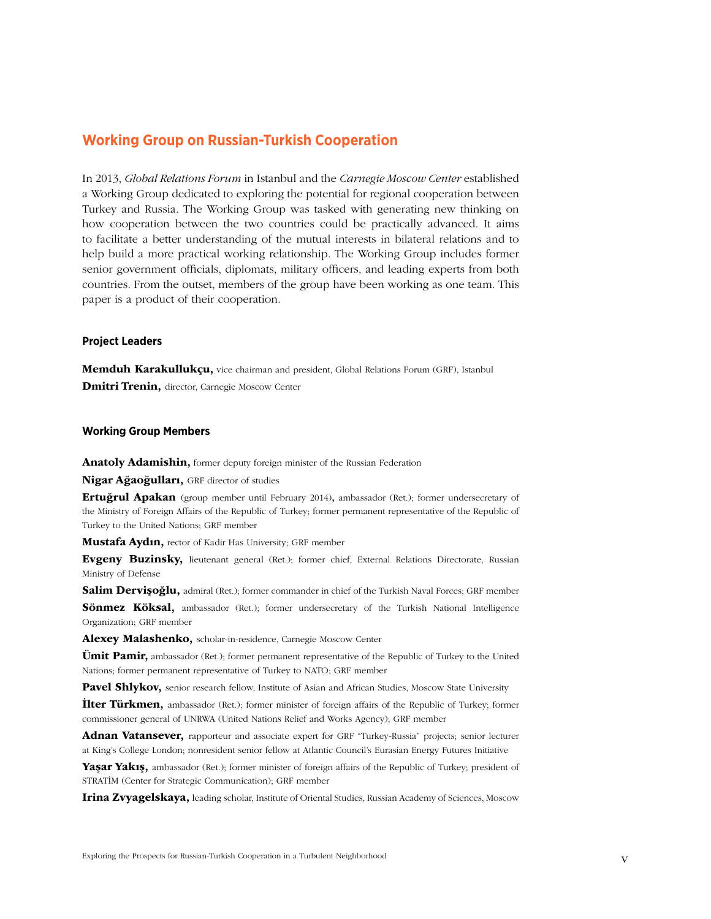## Working Group on Russian-Turkish Cooperation

In 2013, *Global Relations Forum* in Istanbul and the *Carnegie Moscow Center* established a Working Group dedicated to exploring the potential for regional cooperation between Turkey and Russia. The Working Group was tasked with generating new thinking on how cooperation between the two countries could be practically advanced. It aims to facilitate a better understanding of the mutual interests in bilateral relations and to help build a more practical working relationship. The Working Group includes former senior government officials, diplomats, military officers, and leading experts from both countries. From the outset, members of the group have been working as one team. This paper is a product of their cooperation.

### Project Leaders

**Memduh Karakullukçu,** vice chairman and president, Global Relations Forum (GRF), Istanbul

**Dmitri Trenin,** director, Carnegie Moscow Center

### Working Group Members

**Anatoly Adamishin,** former deputy foreign minister of the Russian Federation

**Nigar Ağaoğulları,** GRF director of studies

**Ertuğrul Apakan** (group member until February 2014)**,** ambassador (Ret.); former undersecretary of the Ministry of Foreign Affairs of the Republic of Turkey; former permanent representative of the Republic of Turkey to the United Nations; GRF member

**Mustafa Aydın,** rector of Kadir Has University; GRF member

**Evgeny Buzinsky,** lieutenant general (Ret.); former chief, External Relations Directorate, Russian Ministry of Defense

**Salim Dervişoğlu,** admiral (Ret.); former commander in chief of the Turkish Naval Forces; GRF member

**Sönmez Köksal,** ambassador (Ret.); former undersecretary of the Turkish National Intelligence Organization; GRF member

**Alexey Malashenko,** scholar-in-residence, Carnegie Moscow Center

**Ümit Pamir,** ambassador (Ret.); former permanent representative of the Republic of Turkey to the United Nations; former permanent representative of Turkey to NATO; GRF member

**Pavel Shlykov,** senior research fellow, Institute of Asian and African Studies, Moscow State University

**İlter Türkmen,** ambassador (Ret.); former minister of foreign affairs of the Republic of Turkey; former commissioner general of UNRWA (United Nations Relief and Works Agency); GRF member

**Adnan Vatansever,** rapporteur and associate expert for GRF "Turkey-Russia" projects; senior lecturer at King's College London; nonresident senior fellow at Atlantic Council's Eurasian Energy Futures Initiative

**Yaşar Yakış,** ambassador (Ret.); former minister of foreign affairs of the Republic of Turkey; president of STRATİM (Center for Strategic Communication); GRF member

**Irina Zvyagelskaya,** leading scholar, Institute of Oriental Studies, Russian Academy of Sciences, Moscow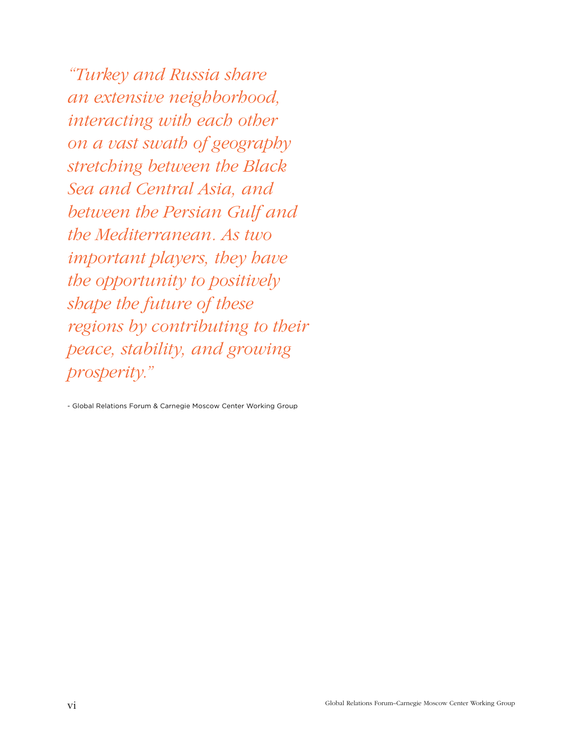*"Turkey and Russia share an extensive neighborhood, interacting with each other on a vast swath of geography stretching between the Black Sea and Central Asia, and between the Persian Gulf and the Mediterranean. As two important players, they have the opportunity to positively shape the future of these regions by contributing to their peace, stability, and growing prosperity."*

- Global Relations Forum & Carnegie Moscow Center Working Group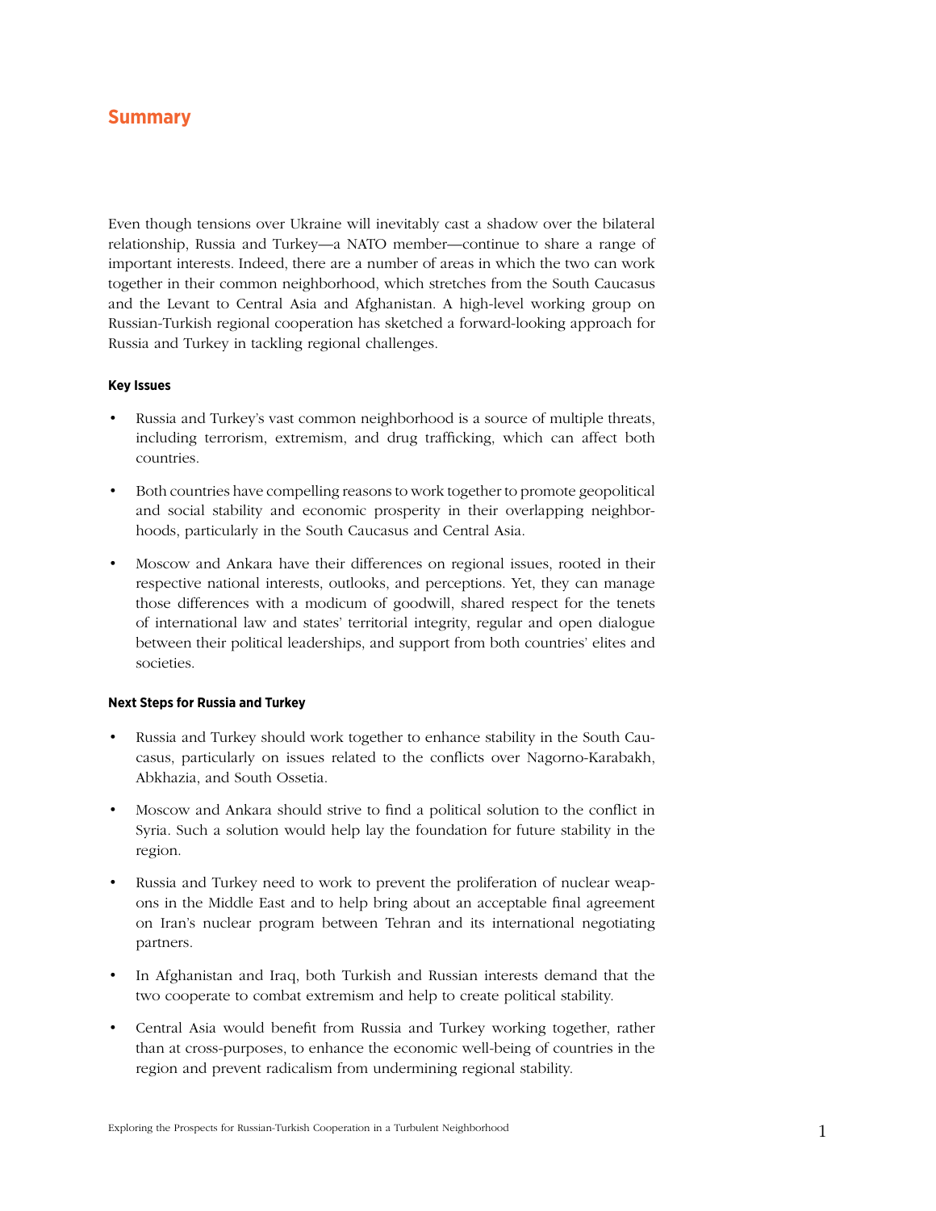## Summary

Even though tensions over Ukraine will inevitably cast a shadow over the bilateral relationship, Russia and Turkey—a NATO member—continue to share a range of important interests. Indeed, there are a number of areas in which the two can work together in their common neighborhood, which stretches from the South Caucasus and the Levant to Central Asia and Afghanistan. A high-level working group on Russian-Turkish regional cooperation has sketched a forward-looking approach for Russia and Turkey in tackling regional challenges.

#### Key Issues

- Russia and Turkey's vast common neighborhood is a source of multiple threats, including terrorism, extremism, and drug trafficking, which can affect both countries.
- Both countries have compelling reasons to work together to promote geopolitical and social stability and economic prosperity in their overlapping neighborhoods, particularly in the South Caucasus and Central Asia.
- Moscow and Ankara have their differences on regional issues, rooted in their respective national interests, outlooks, and perceptions. Yet, they can manage those differences with a modicum of goodwill, shared respect for the tenets of international law and states' territorial integrity, regular and open dialogue between their political leaderships, and support from both countries' elites and societies.

#### Next Steps for Russia and Turkey

- Russia and Turkey should work together to enhance stability in the South Caucasus, particularly on issues related to the conflicts over Nagorno-Karabakh, Abkhazia, and South Ossetia.
- Moscow and Ankara should strive to find a political solution to the conflict in Syria. Such a solution would help lay the foundation for future stability in the region.
- Russia and Turkey need to work to prevent the proliferation of nuclear weapons in the Middle East and to help bring about an acceptable final agreement on Iran's nuclear program between Tehran and its international negotiating partners.
- In Afghanistan and Iraq, both Turkish and Russian interests demand that the two cooperate to combat extremism and help to create political stability.
- Central Asia would benefit from Russia and Turkey working together, rather than at cross-purposes, to enhance the economic well-being of countries in the region and prevent radicalism from undermining regional stability.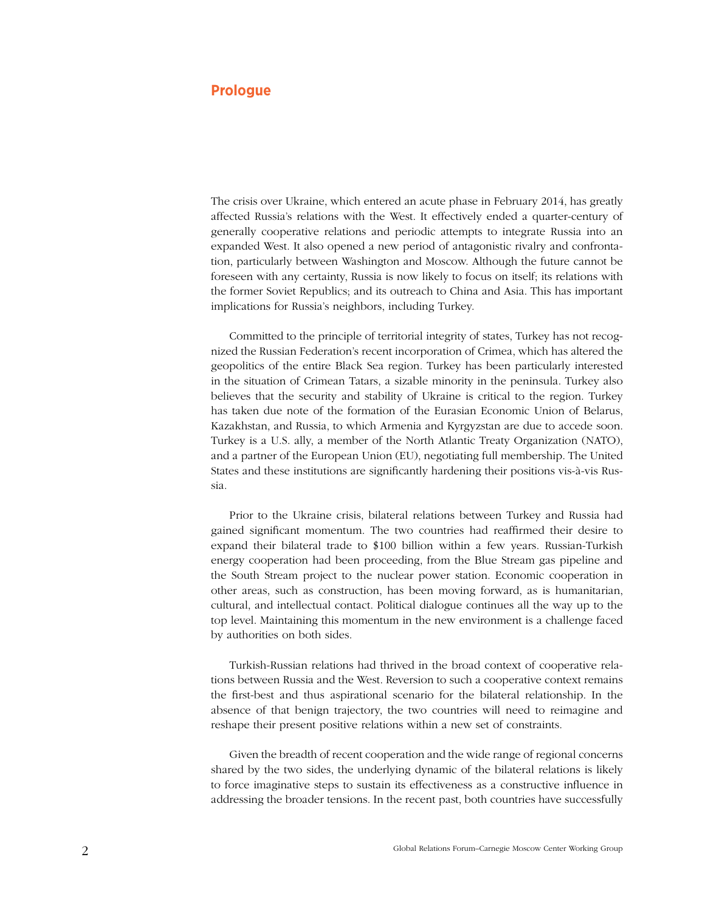## Prologue

The crisis over Ukraine, which entered an acute phase in February 2014, has greatly affected Russia's relations with the West. It effectively ended a quarter-century of generally cooperative relations and periodic attempts to integrate Russia into an expanded West. It also opened a new period of antagonistic rivalry and confrontation, particularly between Washington and Moscow. Although the future cannot be foreseen with any certainty, Russia is now likely to focus on itself; its relations with the former Soviet Republics; and its outreach to China and Asia. This has important implications for Russia's neighbors, including Turkey.

Committed to the principle of territorial integrity of states, Turkey has not recognized the Russian Federation's recent incorporation of Crimea, which has altered the geopolitics of the entire Black Sea region. Turkey has been particularly interested in the situation of Crimean Tatars, a sizable minority in the peninsula. Turkey also believes that the security and stability of Ukraine is critical to the region. Turkey has taken due note of the formation of the Eurasian Economic Union of Belarus, Kazakhstan, and Russia, to which Armenia and Kyrgyzstan are due to accede soon. Turkey is a U.S. ally, a member of the North Atlantic Treaty Organization (NATO), and a partner of the European Union (EU), negotiating full membership. The United States and these institutions are significantly hardening their positions vis-à-vis Russia.

Prior to the Ukraine crisis, bilateral relations between Turkey and Russia had gained significant momentum. The two countries had reaffirmed their desire to expand their bilateral trade to $100 billion within a few years. Russian-Turkish energy cooperation had been proceeding, from the Blue Stream gas pipeline and the South Stream project to the nuclear power station. Economic cooperation in other areas, such as construction, has been moving forward, as is humanitarian, cultural, and intellectual contact. Political dialogue continues all the way up to the top level. Maintaining this momentum in the new environment is a challenge faced by authorities on both sides.

Turkish-Russian relations had thrived in the broad context of cooperative relations between Russia and the West. Reversion to such a cooperative context remains the first-best and thus aspirational scenario for the bilateral relationship. In the absence of that benign trajectory, the two countries will need to reimagine and reshape their present positive relations within a new set of constraints.

Given the breadth of recent cooperation and the wide range of regional concerns shared by the two sides, the underlying dynamic of the bilateral relations is likely to force imaginative steps to sustain its effectiveness as a constructive influence in addressing the broader tensions. In the recent past, both countries have successfully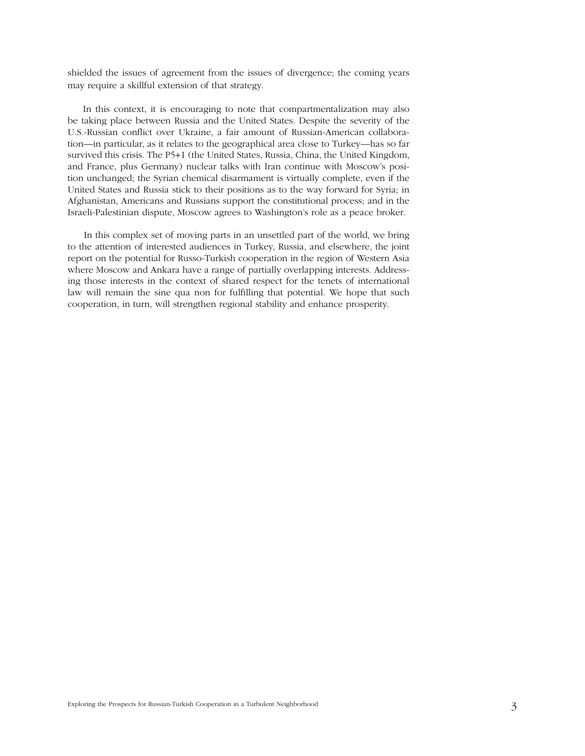shielded the issues of agreement from the issues of divergence; the coming years may require a skillful extension of that strategy.

In this context, it is encouraging to note that compartmentalization may also be taking place between Russia and the United States. Despite the severity of the U.S.-Russian conflict over Ukraine, a fair amount of Russian-American collaboration—in particular, as it relates to the geographical area close to Turkey—has so far survived this crisis. The P5+1 (the United States, Russia, China, the United Kingdom, and France, plus Germany) nuclear talks with Iran continue with Moscow's position unchanged; the Syrian chemical disarmament is virtually complete, even if the United States and Russia stick to their positions as to the way forward for Syria; in Afghanistan, Americans and Russians support the constitutional process; and in the Israeli-Palestinian dispute, Moscow agrees to Washington's role as a peace broker.

In this complex set of moving parts in an unsettled part of the world, we bring to the attention of interested audiences in Turkey, Russia, and elsewhere, the joint report on the potential for Russo-Turkish cooperation in the region of Western Asia where Moscow and Ankara have a range of partially overlapping interests. Addressing those interests in the context of shared respect for the tenets of international law will remain the sine qua non for fulfilling that potential. We hope that such cooperation, in turn, will strengthen regional stability and enhance prosperity.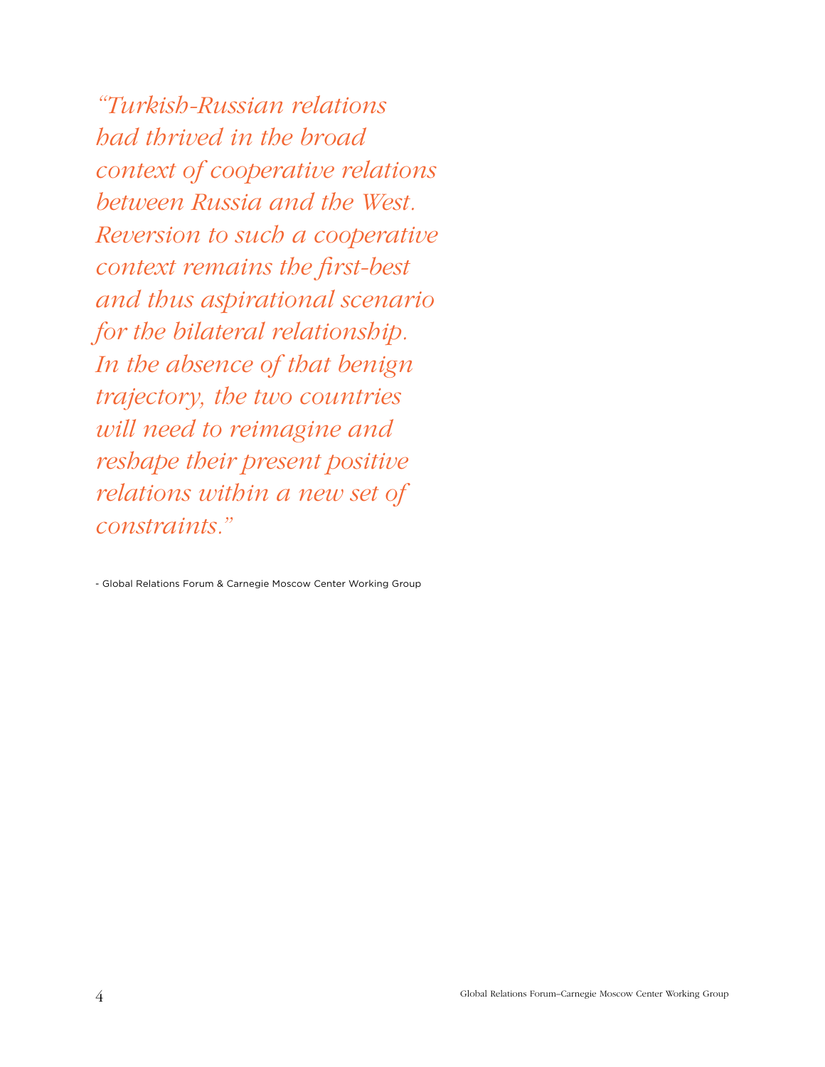*"Turkish-Russian relations had thrived in the broad context of cooperative relations between Russia and the West. Reversion to such a cooperative context remains the first-best and thus aspirational scenario for the bilateral relationship. In the absence of that benign trajectory, the two countries will need to reimagine and reshape their present positive relations within a new set of constraints."*

- Global Relations Forum & Carnegie Moscow Center Working Group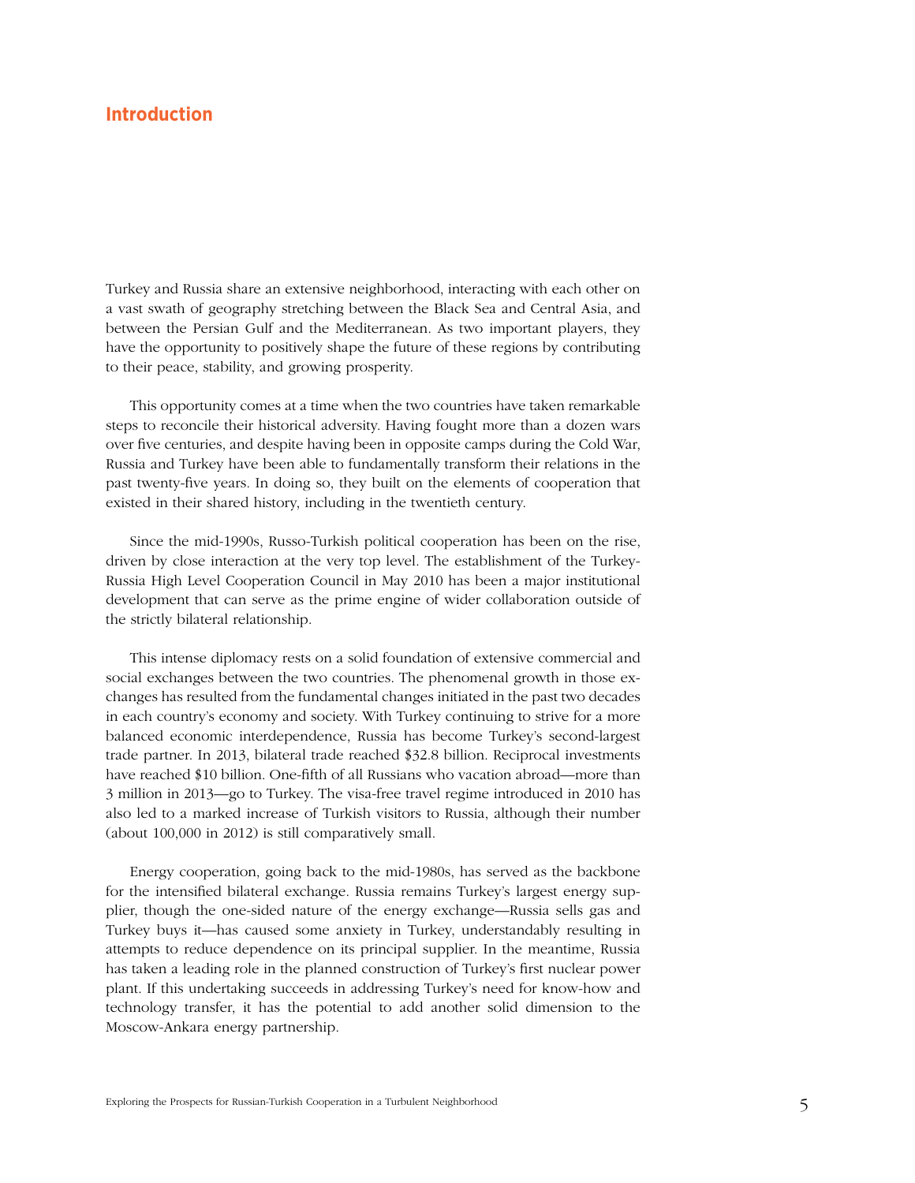## Introduction

Turkey and Russia share an extensive neighborhood, interacting with each other on a vast swath of geography stretching between the Black Sea and Central Asia, and between the Persian Gulf and the Mediterranean. As two important players, they have the opportunity to positively shape the future of these regions by contributing to their peace, stability, and growing prosperity.

This opportunity comes at a time when the two countries have taken remarkable steps to reconcile their historical adversity. Having fought more than a dozen wars over five centuries, and despite having been in opposite camps during the Cold War, Russia and Turkey have been able to fundamentally transform their relations in the past twenty-five years. In doing so, they built on the elements of cooperation that existed in their shared history, including in the twentieth century.

Since the mid-1990s, Russo-Turkish political cooperation has been on the rise, driven by close interaction at the very top level. The establishment of the Turkey-Russia High Level Cooperation Council in May 2010 has been a major institutional development that can serve as the prime engine of wider collaboration outside of the strictly bilateral relationship.

This intense diplomacy rests on a solid foundation of extensive commercial and social exchanges between the two countries. The phenomenal growth in those exchanges has resulted from the fundamental changes initiated in the past two decades in each country's economy and society. With Turkey continuing to strive for a more balanced economic interdependence, Russia has become Turkey's second-largest trade partner. In 2013, bilateral trade reached $32.8 billion. Reciprocal investments have reached $10 billion. One-fifth of all Russians who vacation abroad—more than 3 million in 2013—go to Turkey. The visa-free travel regime introduced in 2010 has also led to a marked increase of Turkish visitors to Russia, although their number (about 100,000 in 2012) is still comparatively small.

Energy cooperation, going back to the mid-1980s, has served as the backbone for the intensified bilateral exchange. Russia remains Turkey's largest energy supplier, though the one-sided nature of the energy exchange—Russia sells gas and Turkey buys it—has caused some anxiety in Turkey, understandably resulting in attempts to reduce dependence on its principal supplier. In the meantime, Russia has taken a leading role in the planned construction of Turkey's first nuclear power plant. If this undertaking succeeds in addressing Turkey's need for know-how and technology transfer, it has the potential to add another solid dimension to the Moscow-Ankara energy partnership.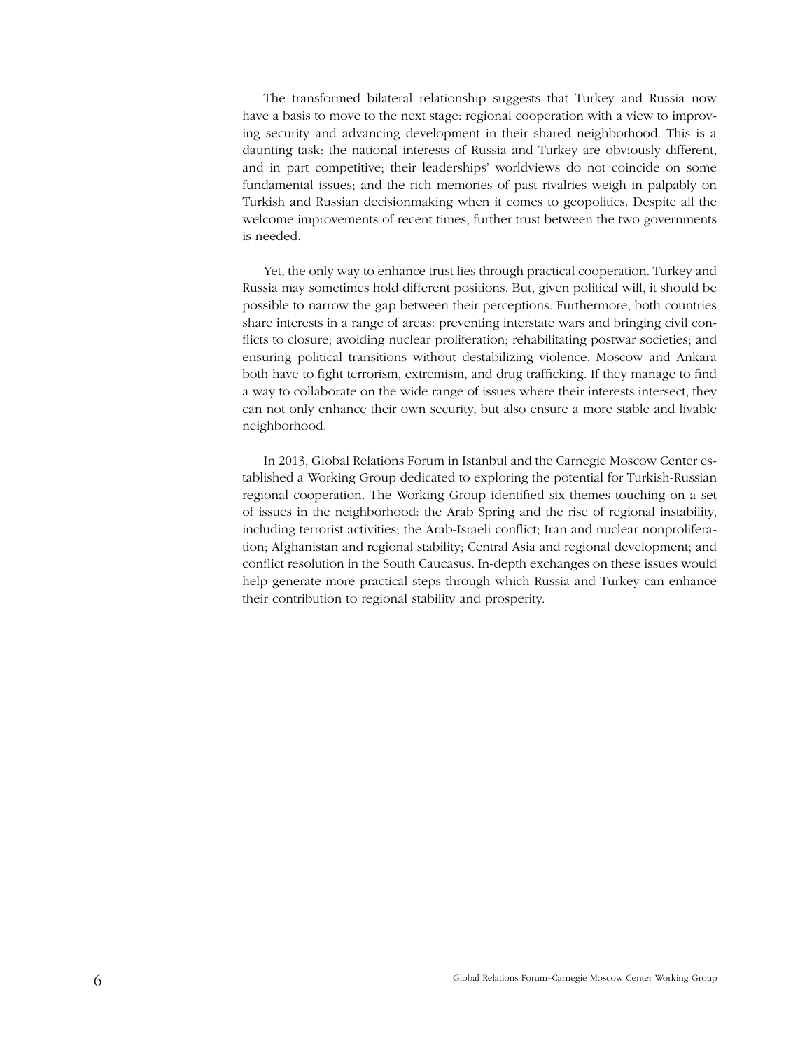The transformed bilateral relationship suggests that Turkey and Russia now have a basis to move to the next stage: regional cooperation with a view to improving security and advancing development in their shared neighborhood. This is a daunting task: the national interests of Russia and Turkey are obviously different, and in part competitive; their leaderships' worldviews do not coincide on some fundamental issues; and the rich memories of past rivalries weigh in palpably on Turkish and Russian decisionmaking when it comes to geopolitics. Despite all the welcome improvements of recent times, further trust between the two governments is needed.

Yet, the only way to enhance trust lies through practical cooperation. Turkey and Russia may sometimes hold different positions. But, given political will, it should be possible to narrow the gap between their perceptions. Furthermore, both countries share interests in a range of areas: preventing interstate wars and bringing civil conflicts to closure; avoiding nuclear proliferation; rehabilitating postwar societies; and ensuring political transitions without destabilizing violence. Moscow and Ankara both have to fight terrorism, extremism, and drug trafficking. If they manage to find a way to collaborate on the wide range of issues where their interests intersect, they can not only enhance their own security, but also ensure a more stable and livable neighborhood.

In 2013, Global Relations Forum in Istanbul and the Carnegie Moscow Center established a Working Group dedicated to exploring the potential for Turkish-Russian regional cooperation. The Working Group identified six themes touching on a set of issues in the neighborhood: the Arab Spring and the rise of regional instability, including terrorist activities; the Arab-Israeli conflict; Iran and nuclear nonproliferation; Afghanistan and regional stability; Central Asia and regional development; and conflict resolution in the South Caucasus. In-depth exchanges on these issues would help generate more practical steps through which Russia and Turkey can enhance their contribution to regional stability and prosperity.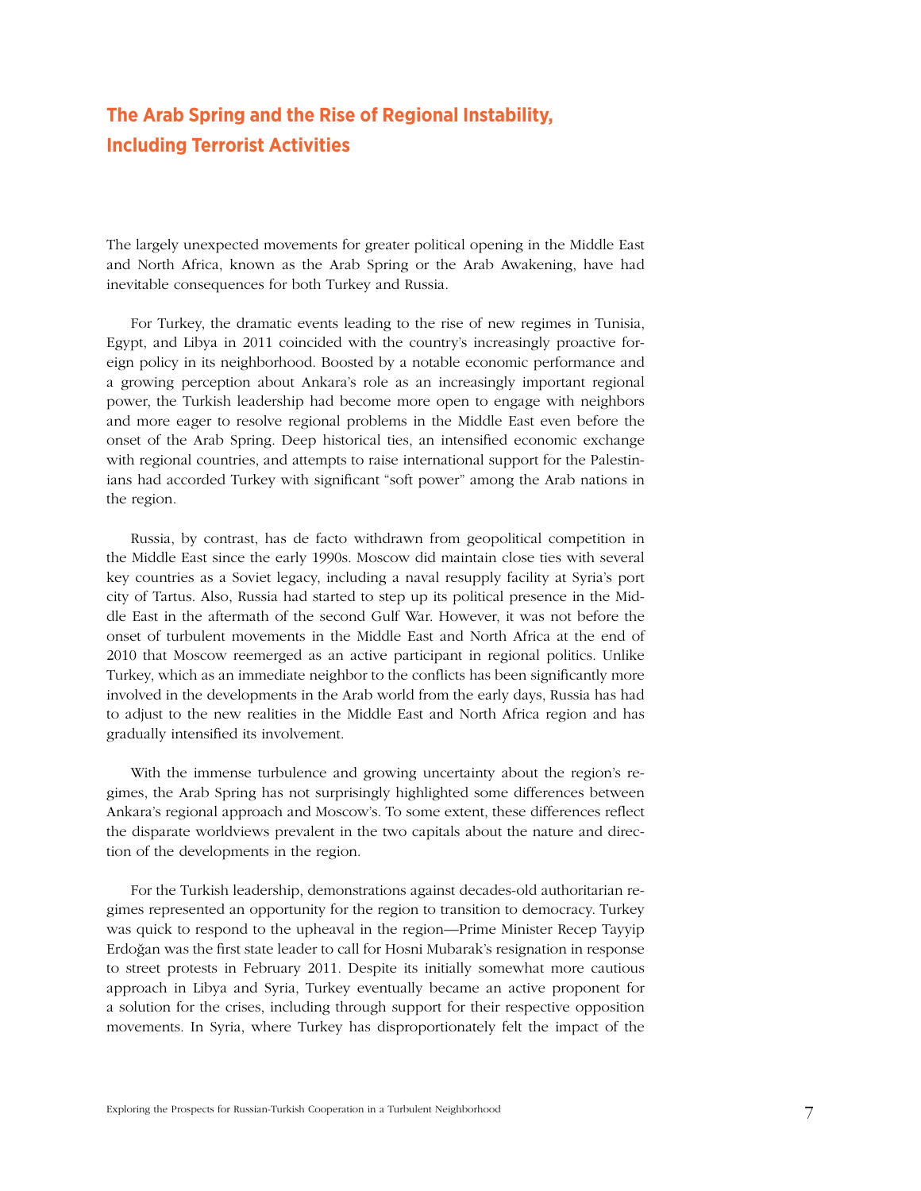## The Arab Spring and the Rise of Regional Instability, Including Terrorist Activities

The largely unexpected movements for greater political opening in the Middle East and North Africa, known as the Arab Spring or the Arab Awakening, have had inevitable consequences for both Turkey and Russia.

For Turkey, the dramatic events leading to the rise of new regimes in Tunisia, Egypt, and Libya in 2011 coincided with the country's increasingly proactive foreign policy in its neighborhood. Boosted by a notable economic performance and a growing perception about Ankara's role as an increasingly important regional power, the Turkish leadership had become more open to engage with neighbors and more eager to resolve regional problems in the Middle East even before the onset of the Arab Spring. Deep historical ties, an intensified economic exchange with regional countries, and attempts to raise international support for the Palestinians had accorded Turkey with significant "soft power" among the Arab nations in the region.

Russia, by contrast, has de facto withdrawn from geopolitical competition in the Middle East since the early 1990s. Moscow did maintain close ties with several key countries as a Soviet legacy, including a naval resupply facility at Syria's port city of Tartus. Also, Russia had started to step up its political presence in the Middle East in the aftermath of the second Gulf War. However, it was not before the onset of turbulent movements in the Middle East and North Africa at the end of 2010 that Moscow reemerged as an active participant in regional politics. Unlike Turkey, which as an immediate neighbor to the conflicts has been significantly more involved in the developments in the Arab world from the early days, Russia has had to adjust to the new realities in the Middle East and North Africa region and has gradually intensified its involvement.

With the immense turbulence and growing uncertainty about the region's regimes, the Arab Spring has not surprisingly highlighted some differences between Ankara's regional approach and Moscow's. To some extent, these differences reflect the disparate worldviews prevalent in the two capitals about the nature and direction of the developments in the region.

For the Turkish leadership, demonstrations against decades-old authoritarian regimes represented an opportunity for the region to transition to democracy. Turkey was quick to respond to the upheaval in the region—Prime Minister Recep Tayyip Erdoğan was the first state leader to call for Hosni Mubarak's resignation in response to street protests in February 2011. Despite its initially somewhat more cautious approach in Libya and Syria, Turkey eventually became an active proponent for a solution for the crises, including through support for their respective opposition movements. In Syria, where Turkey has disproportionately felt the impact of the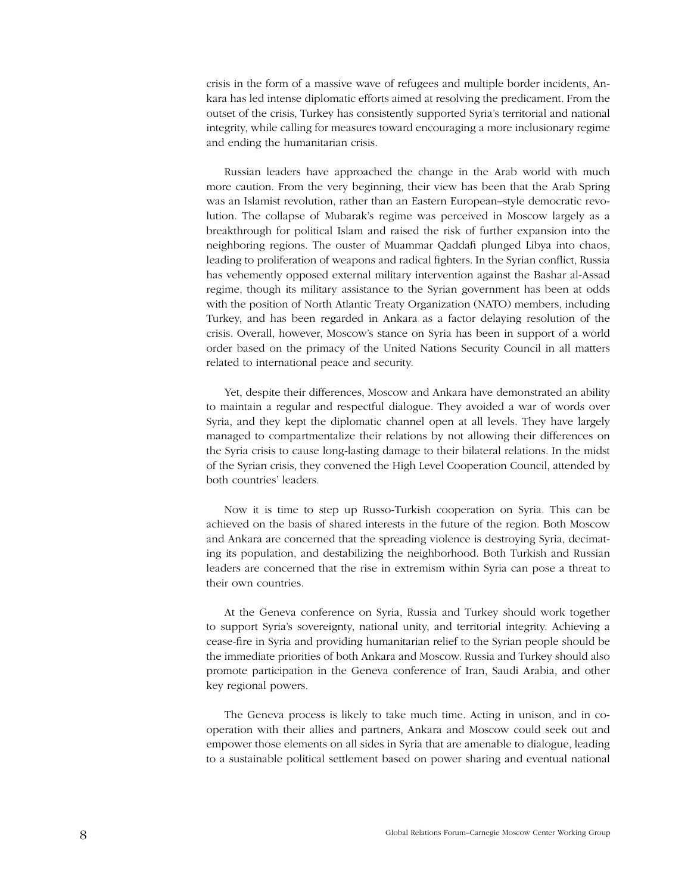crisis in the form of a massive wave of refugees and multiple border incidents, Ankara has led intense diplomatic efforts aimed at resolving the predicament. From the outset of the crisis, Turkey has consistently supported Syria's territorial and national integrity, while calling for measures toward encouraging a more inclusionary regime and ending the humanitarian crisis.

Russian leaders have approached the change in the Arab world with much more caution. From the very beginning, their view has been that the Arab Spring was an Islamist revolution, rather than an Eastern European–style democratic revolution. The collapse of Mubarak's regime was perceived in Moscow largely as a breakthrough for political Islam and raised the risk of further expansion into the neighboring regions. The ouster of Muammar Qaddafi plunged Libya into chaos, leading to proliferation of weapons and radical fighters. In the Syrian conflict, Russia has vehemently opposed external military intervention against the Bashar al-Assad regime, though its military assistance to the Syrian government has been at odds with the position of North Atlantic Treaty Organization (NATO) members, including Turkey, and has been regarded in Ankara as a factor delaying resolution of the crisis. Overall, however, Moscow's stance on Syria has been in support of a world order based on the primacy of the United Nations Security Council in all matters related to international peace and security.

Yet, despite their differences, Moscow and Ankara have demonstrated an ability to maintain a regular and respectful dialogue. They avoided a war of words over Syria, and they kept the diplomatic channel open at all levels. They have largely managed to compartmentalize their relations by not allowing their differences on the Syria crisis to cause long-lasting damage to their bilateral relations. In the midst of the Syrian crisis, they convened the High Level Cooperation Council, attended by both countries' leaders.

Now it is time to step up Russo-Turkish cooperation on Syria. This can be achieved on the basis of shared interests in the future of the region. Both Moscow and Ankara are concerned that the spreading violence is destroying Syria, decimating its population, and destabilizing the neighborhood. Both Turkish and Russian leaders are concerned that the rise in extremism within Syria can pose a threat to their own countries.

At the Geneva conference on Syria, Russia and Turkey should work together to support Syria's sovereignty, national unity, and territorial integrity. Achieving a cease-fire in Syria and providing humanitarian relief to the Syrian people should be the immediate priorities of both Ankara and Moscow. Russia and Turkey should also promote participation in the Geneva conference of Iran, Saudi Arabia, and other key regional powers.

The Geneva process is likely to take much time. Acting in unison, and in cooperation with their allies and partners, Ankara and Moscow could seek out and empower those elements on all sides in Syria that are amenable to dialogue, leading to a sustainable political settlement based on power sharing and eventual national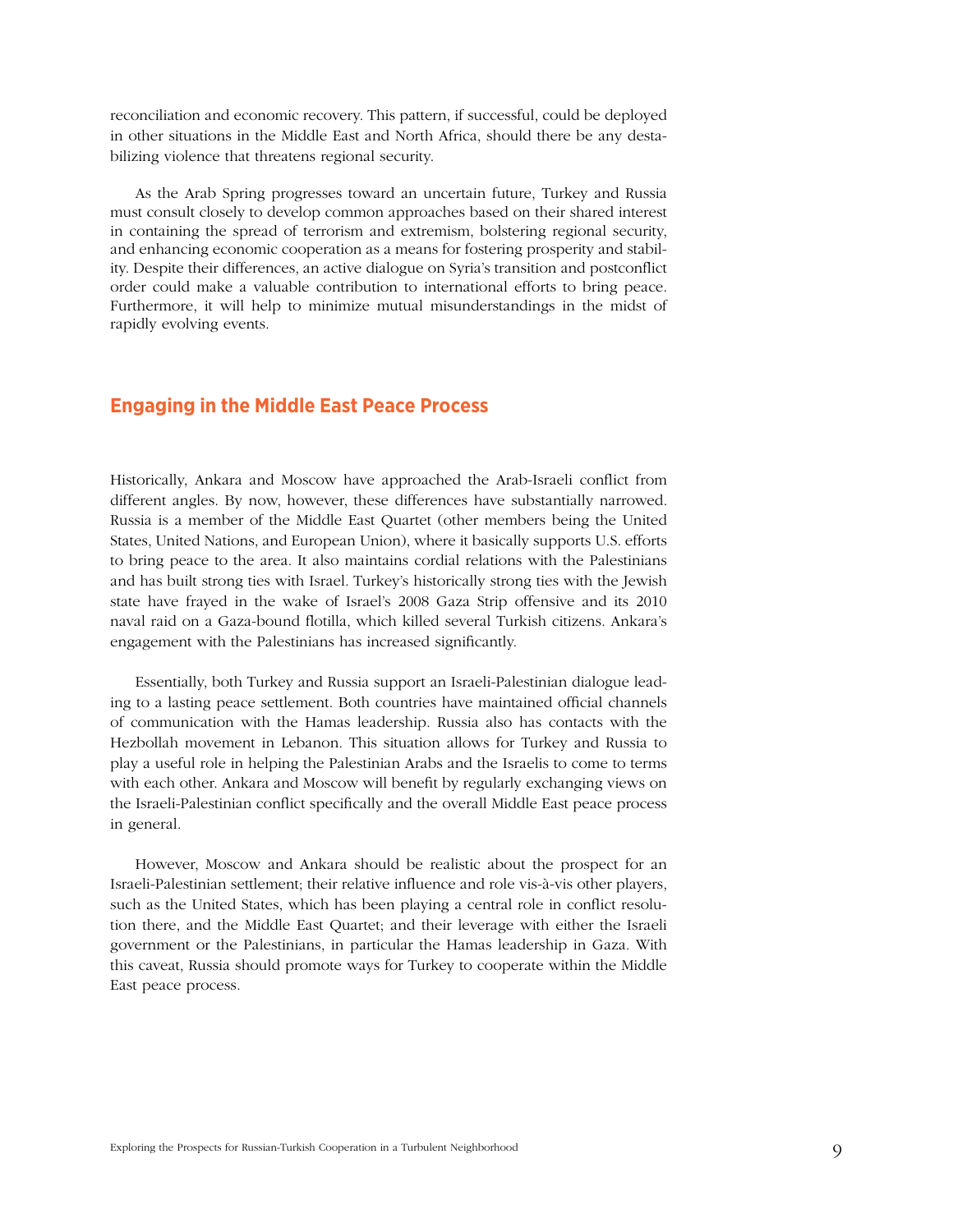reconciliation and economic recovery. This pattern, if successful, could be deployed in other situations in the Middle East and North Africa, should there be any destabilizing violence that threatens regional security.

As the Arab Spring progresses toward an uncertain future, Turkey and Russia must consult closely to develop common approaches based on their shared interest in containing the spread of terrorism and extremism, bolstering regional security, and enhancing economic cooperation as a means for fostering prosperity and stability. Despite their differences, an active dialogue on Syria's transition and postconflict order could make a valuable contribution to international efforts to bring peace. Furthermore, it will help to minimize mutual misunderstandings in the midst of rapidly evolving events.

## Engaging in the Middle East Peace Process

Historically, Ankara and Moscow have approached the Arab-Israeli conflict from different angles. By now, however, these differences have substantially narrowed. Russia is a member of the Middle East Quartet (other members being the United States, United Nations, and European Union), where it basically supports U.S. efforts to bring peace to the area. It also maintains cordial relations with the Palestinians and has built strong ties with Israel. Turkey's historically strong ties with the Jewish state have frayed in the wake of Israel's 2008 Gaza Strip offensive and its 2010 naval raid on a Gaza-bound flotilla, which killed several Turkish citizens. Ankara's engagement with the Palestinians has increased significantly.

Essentially, both Turkey and Russia support an Israeli-Palestinian dialogue leading to a lasting peace settlement. Both countries have maintained official channels of communication with the Hamas leadership. Russia also has contacts with the Hezbollah movement in Lebanon. This situation allows for Turkey and Russia to play a useful role in helping the Palestinian Arabs and the Israelis to come to terms with each other. Ankara and Moscow will benefit by regularly exchanging views on the Israeli-Palestinian conflict specifically and the overall Middle East peace process in general.

However, Moscow and Ankara should be realistic about the prospect for an Israeli-Palestinian settlement; their relative influence and role vis-à-vis other players, such as the United States, which has been playing a central role in conflict resolution there, and the Middle East Quartet; and their leverage with either the Israeli government or the Palestinians, in particular the Hamas leadership in Gaza. With this caveat, Russia should promote ways for Turkey to cooperate within the Middle East peace process.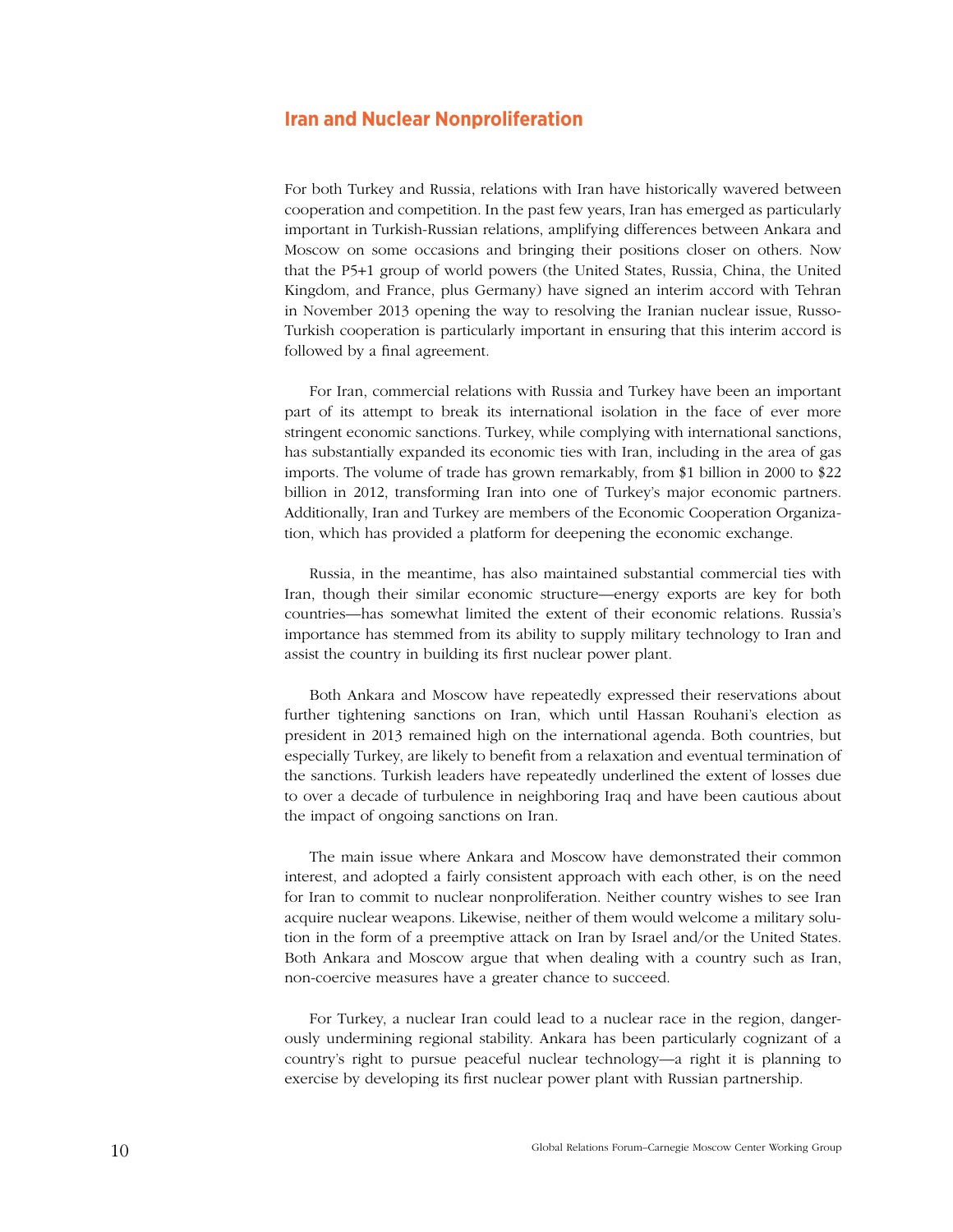## Iran and Nuclear Nonproliferation

For both Turkey and Russia, relations with Iran have historically wavered between cooperation and competition. In the past few years, Iran has emerged as particularly important in Turkish-Russian relations, amplifying differences between Ankara and Moscow on some occasions and bringing their positions closer on others. Now that the P5+1 group of world powers (the United States, Russia, China, the United Kingdom, and France, plus Germany) have signed an interim accord with Tehran in November 2013 opening the way to resolving the Iranian nuclear issue, Russo-Turkish cooperation is particularly important in ensuring that this interim accord is followed by a final agreement.

For Iran, commercial relations with Russia and Turkey have been an important part of its attempt to break its international isolation in the face of ever more stringent economic sanctions. Turkey, while complying with international sanctions, has substantially expanded its economic ties with Iran, including in the area of gas imports. The volume of trade has grown remarkably, from $1 billion in 2000 to $22 billion in 2012, transforming Iran into one of Turkey's major economic partners. Additionally, Iran and Turkey are members of the Economic Cooperation Organization, which has provided a platform for deepening the economic exchange.

Russia, in the meantime, has also maintained substantial commercial ties with Iran, though their similar economic structure—energy exports are key for both countries—has somewhat limited the extent of their economic relations. Russia's importance has stemmed from its ability to supply military technology to Iran and assist the country in building its first nuclear power plant.

Both Ankara and Moscow have repeatedly expressed their reservations about further tightening sanctions on Iran, which until Hassan Rouhani's election as president in 2013 remained high on the international agenda. Both countries, but especially Turkey, are likely to benefit from a relaxation and eventual termination of the sanctions. Turkish leaders have repeatedly underlined the extent of losses due to over a decade of turbulence in neighboring Iraq and have been cautious about the impact of ongoing sanctions on Iran.

The main issue where Ankara and Moscow have demonstrated their common interest, and adopted a fairly consistent approach with each other, is on the need for Iran to commit to nuclear nonproliferation. Neither country wishes to see Iran acquire nuclear weapons. Likewise, neither of them would welcome a military solution in the form of a preemptive attack on Iran by Israel and/or the United States. Both Ankara and Moscow argue that when dealing with a country such as Iran, non-coercive measures have a greater chance to succeed.

For Turkey, a nuclear Iran could lead to a nuclear race in the region, dangerously undermining regional stability. Ankara has been particularly cognizant of a country's right to pursue peaceful nuclear technology—a right it is planning to exercise by developing its first nuclear power plant with Russian partnership.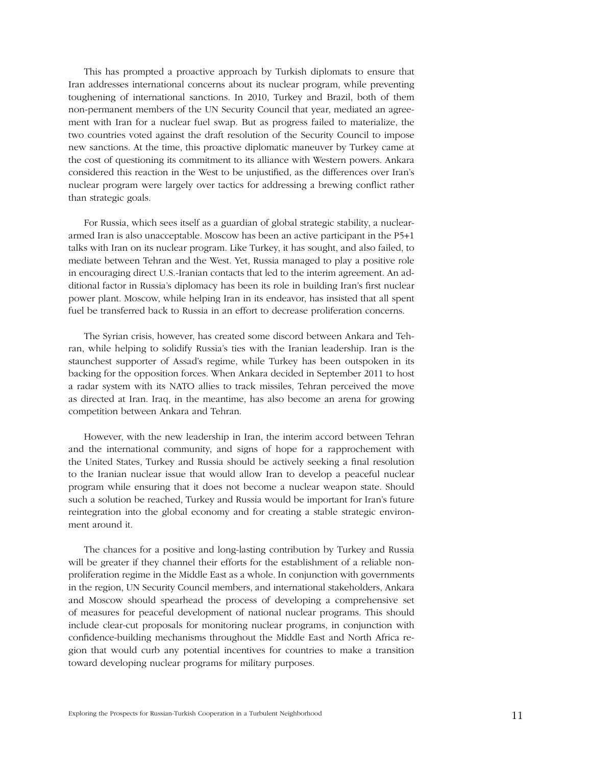This has prompted a proactive approach by Turkish diplomats to ensure that Iran addresses international concerns about its nuclear program, while preventing toughening of international sanctions. In 2010, Turkey and Brazil, both of them non-permanent members of the UN Security Council that year, mediated an agreement with Iran for a nuclear fuel swap. But as progress failed to materialize, the two countries voted against the draft resolution of the Security Council to impose new sanctions. At the time, this proactive diplomatic maneuver by Turkey came at the cost of questioning its commitment to its alliance with Western powers. Ankara considered this reaction in the West to be unjustified, as the differences over Iran's nuclear program were largely over tactics for addressing a brewing conflict rather than strategic goals.

For Russia, which sees itself as a guardian of global strategic stability, a nuclear-armed Iran is also unacceptable. Moscow has been an active participant in the P5+1 talks with Iran on its nuclear program. Like Turkey, it has sought, and also failed, to mediate between Tehran and the West. Yet, Russia managed to play a positive role in encouraging direct U.S.-Iranian contacts that led to the interim agreement. An additional factor in Russia's diplomacy has been its role in building Iran's first nuclear power plant. Moscow, while helping Iran in its endeavor, has insisted that all spent fuel be transferred back to Russia in an effort to decrease proliferation concerns.

The Syrian crisis, however, has created some discord between Ankara and Tehran, while helping to solidify Russia's ties with the Iranian leadership. Iran is the staunchest supporter of Assad's regime, while Turkey has been outspoken in its backing for the opposition forces. When Ankara decided in September 2011 to host a radar system with its NATO allies to track missiles, Tehran perceived the move as directed at Iran. Iraq, in the meantime, has also become an arena for growing competition between Ankara and Tehran.

However, with the new leadership in Iran, the interim accord between Tehran and the international community, and signs of hope for a rapprochement with the United States, Turkey and Russia should be actively seeking a final resolution to the Iranian nuclear issue that would allow Iran to develop a peaceful nuclear program while ensuring that it does not become a nuclear weapon state. Should such a solution be reached, Turkey and Russia would be important for Iran's future reintegration into the global economy and for creating a stable strategic environment around it.

The chances for a positive and long-lasting contribution by Turkey and Russia will be greater if they channel their efforts for the establishment of a reliable non-proliferation regime in the Middle East as a whole. In conjunction with governments in the region, UN Security Council members, and international stakeholders, Ankara and Moscow should spearhead the process of developing a comprehensive set of measures for peaceful development of national nuclear programs. This should include clear-cut proposals for monitoring nuclear programs, in conjunction with confidence-building mechanisms throughout the Middle East and North Africa region that would curb any potential incentives for countries to make a transition toward developing nuclear programs for military purposes.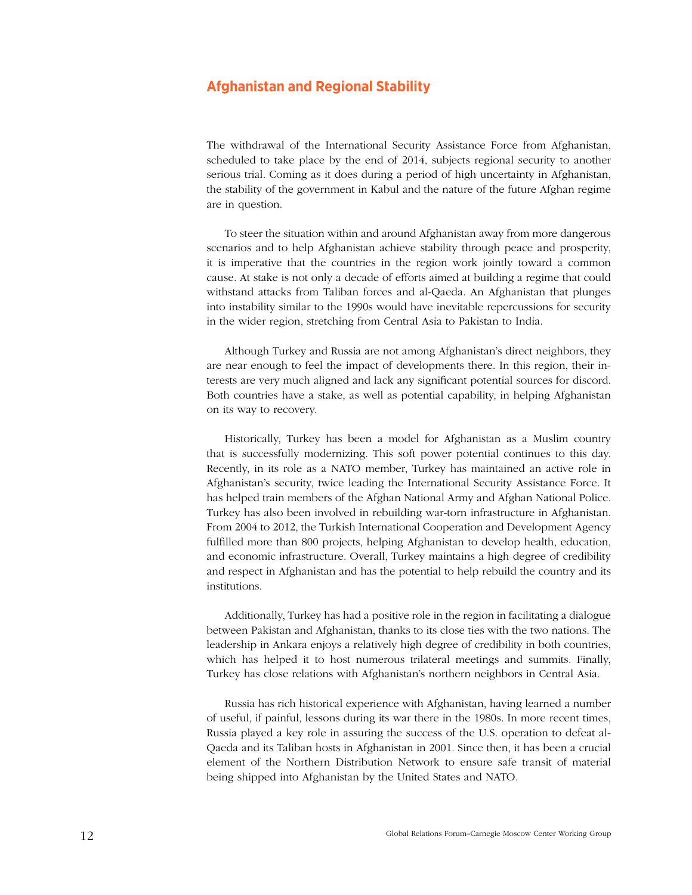## Afghanistan and Regional Stability

The withdrawal of the International Security Assistance Force from Afghanistan, scheduled to take place by the end of 2014, subjects regional security to another serious trial. Coming as it does during a period of high uncertainty in Afghanistan, the stability of the government in Kabul and the nature of the future Afghan regime are in question.

To steer the situation within and around Afghanistan away from more dangerous scenarios and to help Afghanistan achieve stability through peace and prosperity, it is imperative that the countries in the region work jointly toward a common cause. At stake is not only a decade of efforts aimed at building a regime that could withstand attacks from Taliban forces and al-Qaeda. An Afghanistan that plunges into instability similar to the 1990s would have inevitable repercussions for security in the wider region, stretching from Central Asia to Pakistan to India.

Although Turkey and Russia are not among Afghanistan's direct neighbors, they are near enough to feel the impact of developments there. In this region, their interests are very much aligned and lack any significant potential sources for discord. Both countries have a stake, as well as potential capability, in helping Afghanistan on its way to recovery.

Historically, Turkey has been a model for Afghanistan as a Muslim country that is successfully modernizing. This soft power potential continues to this day. Recently, in its role as a NATO member, Turkey has maintained an active role in Afghanistan's security, twice leading the International Security Assistance Force. It has helped train members of the Afghan National Army and Afghan National Police. Turkey has also been involved in rebuilding war-torn infrastructure in Afghanistan. From 2004 to 2012, the Turkish International Cooperation and Development Agency fulfilled more than 800 projects, helping Afghanistan to develop health, education, and economic infrastructure. Overall, Turkey maintains a high degree of credibility and respect in Afghanistan and has the potential to help rebuild the country and its institutions.

Additionally, Turkey has had a positive role in the region in facilitating a dialogue between Pakistan and Afghanistan, thanks to its close ties with the two nations. The leadership in Ankara enjoys a relatively high degree of credibility in both countries, which has helped it to host numerous trilateral meetings and summits. Finally, Turkey has close relations with Afghanistan's northern neighbors in Central Asia.

Russia has rich historical experience with Afghanistan, having learned a number of useful, if painful, lessons during its war there in the 1980s. In more recent times, Russia played a key role in assuring the success of the U.S. operation to defeat al-Qaeda and its Taliban hosts in Afghanistan in 2001. Since then, it has been a crucial element of the Northern Distribution Network to ensure safe transit of material being shipped into Afghanistan by the United States and NATO.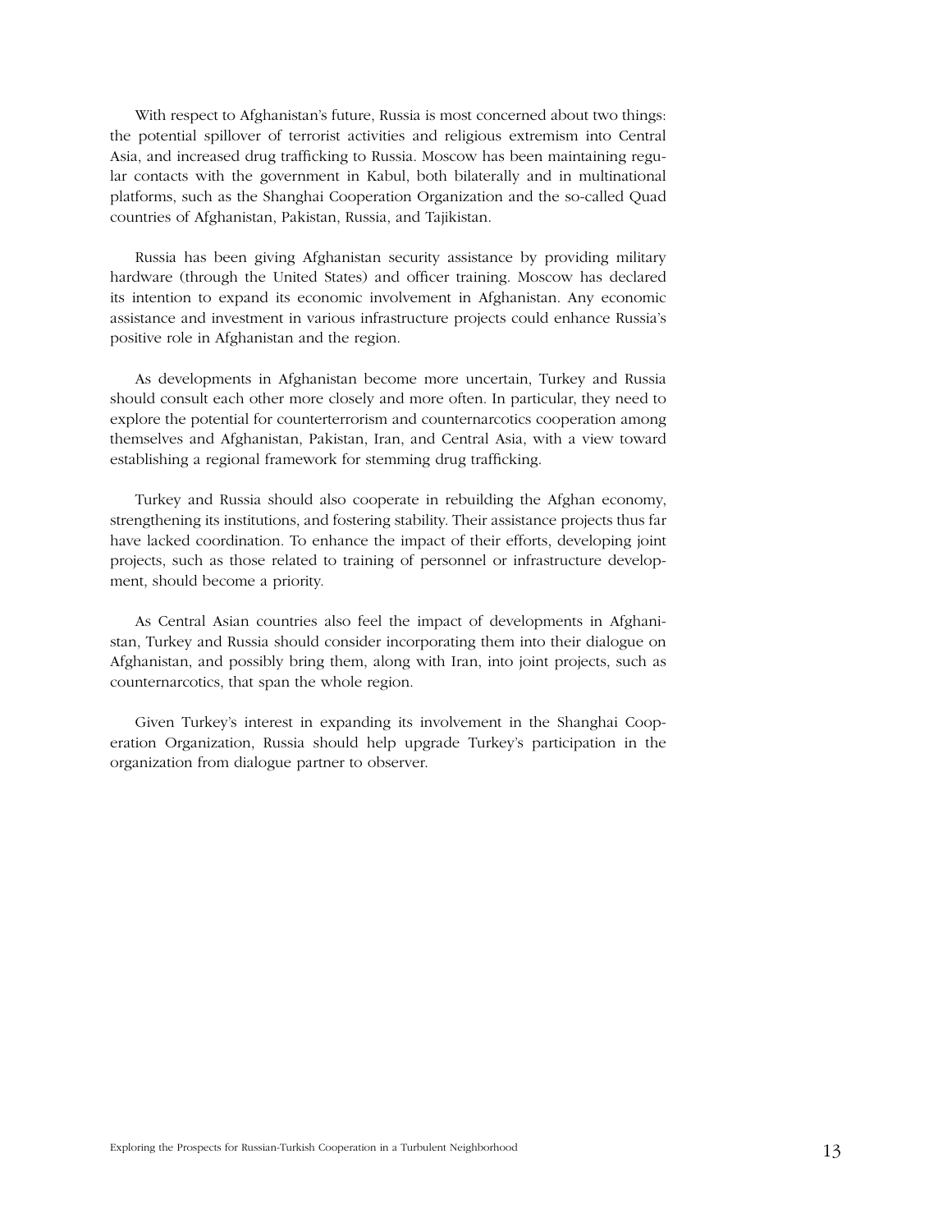With respect to Afghanistan's future, Russia is most concerned about two things: the potential spillover of terrorist activities and religious extremism into Central Asia, and increased drug trafficking to Russia. Moscow has been maintaining regular contacts with the government in Kabul, both bilaterally and in multinational platforms, such as the Shanghai Cooperation Organization and the so-called Quad countries of Afghanistan, Pakistan, Russia, and Tajikistan.

Russia has been giving Afghanistan security assistance by providing military hardware (through the United States) and officer training. Moscow has declared its intention to expand its economic involvement in Afghanistan. Any economic assistance and investment in various infrastructure projects could enhance Russia's positive role in Afghanistan and the region.

As developments in Afghanistan become more uncertain, Turkey and Russia should consult each other more closely and more often. In particular, they need to explore the potential for counterterrorism and counternarcotics cooperation among themselves and Afghanistan, Pakistan, Iran, and Central Asia, with a view toward establishing a regional framework for stemming drug trafficking.

Turkey and Russia should also cooperate in rebuilding the Afghan economy, strengthening its institutions, and fostering stability. Their assistance projects thus far have lacked coordination. To enhance the impact of their efforts, developing joint projects, such as those related to training of personnel or infrastructure development, should become a priority.

As Central Asian countries also feel the impact of developments in Afghanistan, Turkey and Russia should consider incorporating them into their dialogue on Afghanistan, and possibly bring them, along with Iran, into joint projects, such as counternarcotics, that span the whole region.

Given Turkey's interest in expanding its involvement in the Shanghai Cooperation Organization, Russia should help upgrade Turkey's participation in the organization from dialogue partner to observer.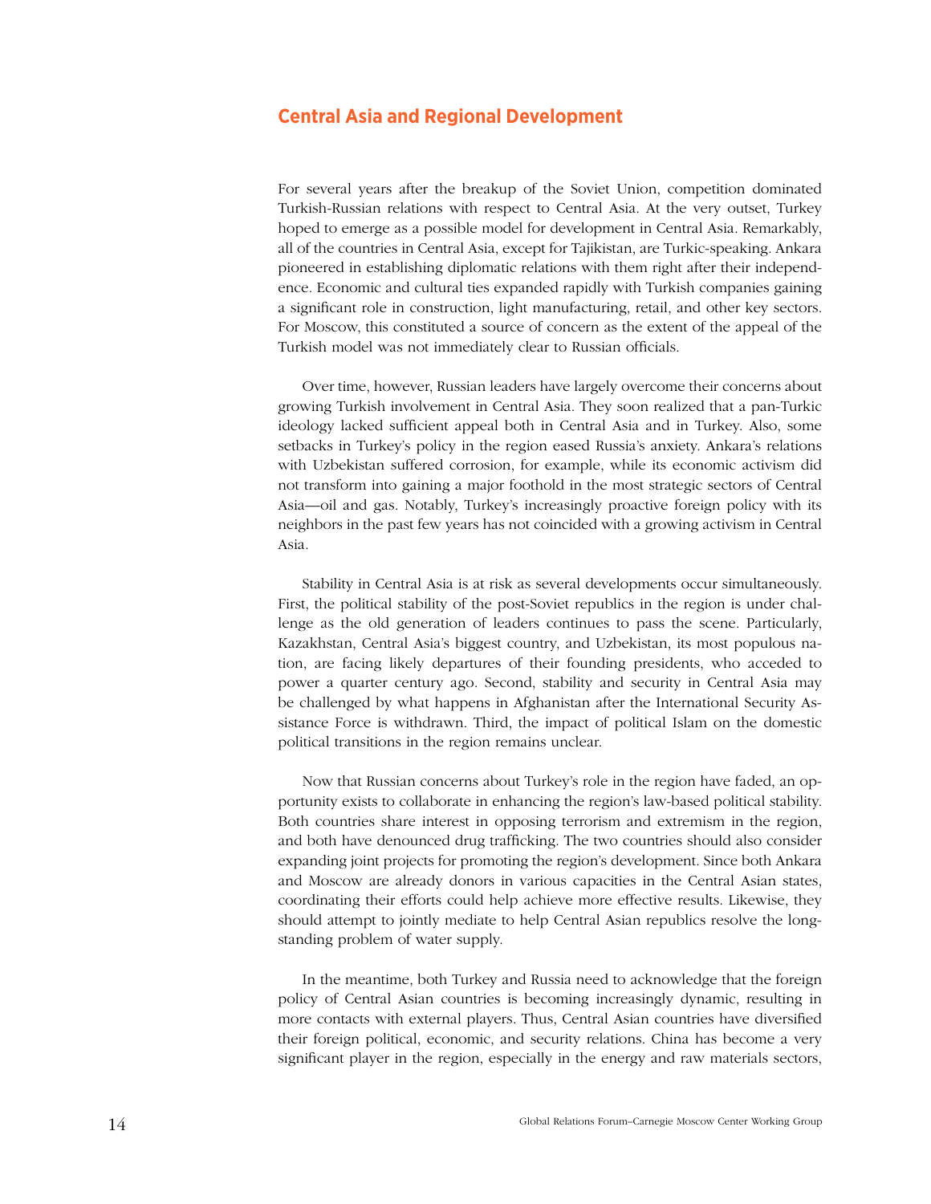## Central Asia and Regional Development

For several years after the breakup of the Soviet Union, competition dominated Turkish-Russian relations with respect to Central Asia. At the very outset, Turkey hoped to emerge as a possible model for development in Central Asia. Remarkably, all of the countries in Central Asia, except for Tajikistan, are Turkic-speaking. Ankara pioneered in establishing diplomatic relations with them right after their independence. Economic and cultural ties expanded rapidly with Turkish companies gaining a significant role in construction, light manufacturing, retail, and other key sectors. For Moscow, this constituted a source of concern as the extent of the appeal of the Turkish model was not immediately clear to Russian officials.

Over time, however, Russian leaders have largely overcome their concerns about growing Turkish involvement in Central Asia. They soon realized that a pan-Turkic ideology lacked sufficient appeal both in Central Asia and in Turkey. Also, some setbacks in Turkey's policy in the region eased Russia's anxiety. Ankara's relations with Uzbekistan suffered corrosion, for example, while its economic activism did not transform into gaining a major foothold in the most strategic sectors of Central Asia—oil and gas. Notably, Turkey's increasingly proactive foreign policy with its neighbors in the past few years has not coincided with a growing activism in Central Asia.

Stability in Central Asia is at risk as several developments occur simultaneously. First, the political stability of the post-Soviet republics in the region is under challenge as the old generation of leaders continues to pass the scene. Particularly, Kazakhstan, Central Asia's biggest country, and Uzbekistan, its most populous nation, are facing likely departures of their founding presidents, who acceded to power a quarter century ago. Second, stability and security in Central Asia may be challenged by what happens in Afghanistan after the International Security Assistance Force is withdrawn. Third, the impact of political Islam on the domestic political transitions in the region remains unclear.

Now that Russian concerns about Turkey's role in the region have faded, an opportunity exists to collaborate in enhancing the region's law-based political stability. Both countries share interest in opposing terrorism and extremism in the region, and both have denounced drug trafficking. The two countries should also consider expanding joint projects for promoting the region's development. Since both Ankara and Moscow are already donors in various capacities in the Central Asian states, coordinating their efforts could help achieve more effective results. Likewise, they should attempt to jointly mediate to help Central Asian republics resolve the long-standing problem of water supply.

In the meantime, both Turkey and Russia need to acknowledge that the foreign policy of Central Asian countries is becoming increasingly dynamic, resulting in more contacts with external players. Thus, Central Asian countries have diversified their foreign political, economic, and security relations. China has become a very significant player in the region, especially in the energy and raw materials sectors,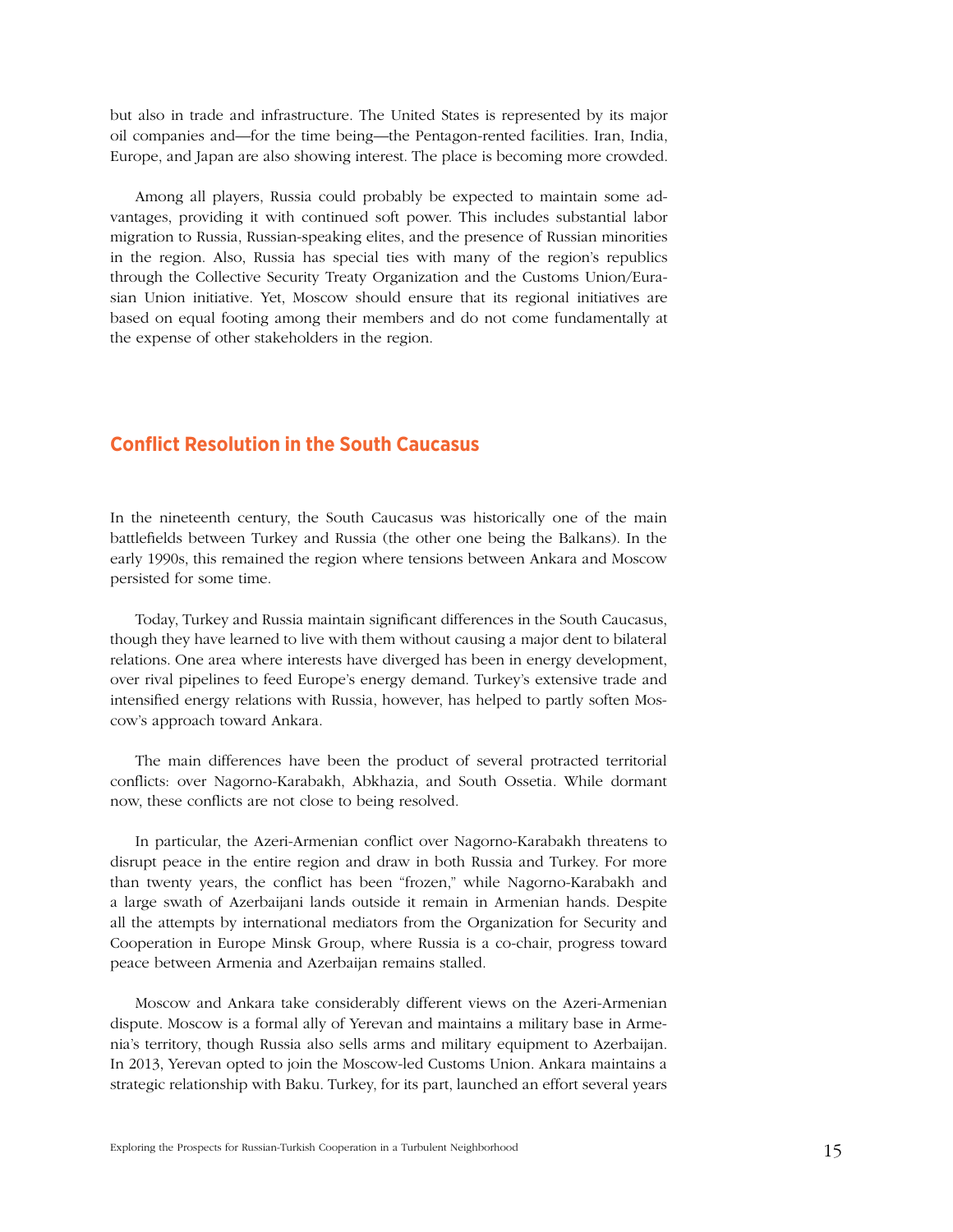but also in trade and infrastructure. The United States is represented by its major oil companies and—for the time being—the Pentagon-rented facilities. Iran, India, Europe, and Japan are also showing interest. The place is becoming more crowded.

Among all players, Russia could probably be expected to maintain some advantages, providing it with continued soft power. This includes substantial labor migration to Russia, Russian-speaking elites, and the presence of Russian minorities in the region. Also, Russia has special ties with many of the region's republics through the Collective Security Treaty Organization and the Customs Union/Eurasian Union initiative. Yet, Moscow should ensure that its regional initiatives are based on equal footing among their members and do not come fundamentally at the expense of other stakeholders in the region.

## Conflict Resolution in the South Caucasus

In the nineteenth century, the South Caucasus was historically one of the main battlefields between Turkey and Russia (the other one being the Balkans). In the early 1990s, this remained the region where tensions between Ankara and Moscow persisted for some time.

Today, Turkey and Russia maintain significant differences in the South Caucasus, though they have learned to live with them without causing a major dent to bilateral relations. One area where interests have diverged has been in energy development, over rival pipelines to feed Europe's energy demand. Turkey's extensive trade and intensified energy relations with Russia, however, has helped to partly soften Moscow's approach toward Ankara.

The main differences have been the product of several protracted territorial conflicts: over Nagorno-Karabakh, Abkhazia, and South Ossetia. While dormant now, these conflicts are not close to being resolved.

In particular, the Azeri-Armenian conflict over Nagorno-Karabakh threatens to disrupt peace in the entire region and draw in both Russia and Turkey. For more than twenty years, the conflict has been "frozen," while Nagorno-Karabakh and a large swath of Azerbaijani lands outside it remain in Armenian hands. Despite all the attempts by international mediators from the Organization for Security and Cooperation in Europe Minsk Group, where Russia is a co-chair, progress toward peace between Armenia and Azerbaijan remains stalled.

Moscow and Ankara take considerably different views on the Azeri-Armenian dispute. Moscow is a formal ally of Yerevan and maintains a military base in Armenia's territory, though Russia also sells arms and military equipment to Azerbaijan. In 2013, Yerevan opted to join the Moscow-led Customs Union. Ankara maintains a strategic relationship with Baku. Turkey, for its part, launched an effort several years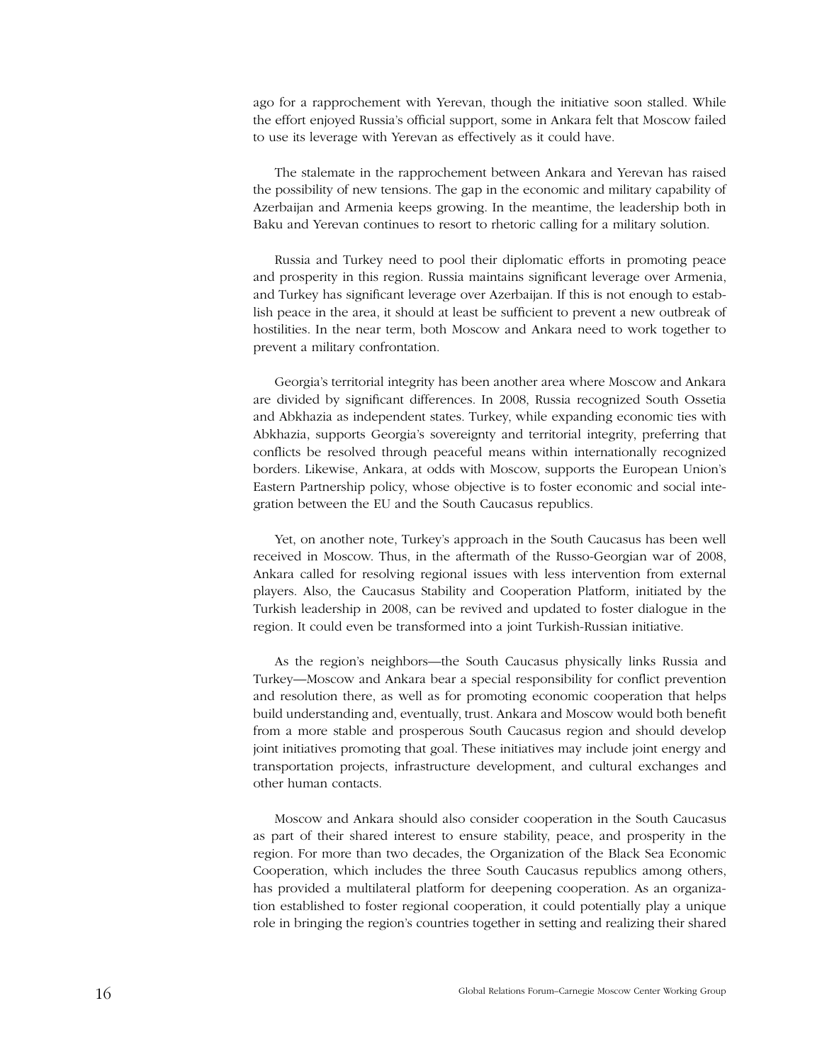ago for a rapprochement with Yerevan, though the initiative soon stalled. While the effort enjoyed Russia's official support, some in Ankara felt that Moscow failed to use its leverage with Yerevan as effectively as it could have.

The stalemate in the rapprochement between Ankara and Yerevan has raised the possibility of new tensions. The gap in the economic and military capability of Azerbaijan and Armenia keeps growing. In the meantime, the leadership both in Baku and Yerevan continues to resort to rhetoric calling for a military solution.

Russia and Turkey need to pool their diplomatic efforts in promoting peace and prosperity in this region. Russia maintains significant leverage over Armenia, and Turkey has significant leverage over Azerbaijan. If this is not enough to establish peace in the area, it should at least be sufficient to prevent a new outbreak of hostilities. In the near term, both Moscow and Ankara need to work together to prevent a military confrontation.

Georgia's territorial integrity has been another area where Moscow and Ankara are divided by significant differences. In 2008, Russia recognized South Ossetia and Abkhazia as independent states. Turkey, while expanding economic ties with Abkhazia, supports Georgia's sovereignty and territorial integrity, preferring that conflicts be resolved through peaceful means within internationally recognized borders. Likewise, Ankara, at odds with Moscow, supports the European Union's Eastern Partnership policy, whose objective is to foster economic and social integration between the EU and the South Caucasus republics.

Yet, on another note, Turkey's approach in the South Caucasus has been well received in Moscow. Thus, in the aftermath of the Russo-Georgian war of 2008, Ankara called for resolving regional issues with less intervention from external players. Also, the Caucasus Stability and Cooperation Platform, initiated by the Turkish leadership in 2008, can be revived and updated to foster dialogue in the region. It could even be transformed into a joint Turkish-Russian initiative.

As the region's neighbors—the South Caucasus physically links Russia and Turkey—Moscow and Ankara bear a special responsibility for conflict prevention and resolution there, as well as for promoting economic cooperation that helps build understanding and, eventually, trust. Ankara and Moscow would both benefit from a more stable and prosperous South Caucasus region and should develop joint initiatives promoting that goal. These initiatives may include joint energy and transportation projects, infrastructure development, and cultural exchanges and other human contacts.

Moscow and Ankara should also consider cooperation in the South Caucasus as part of their shared interest to ensure stability, peace, and prosperity in the region. For more than two decades, the Organization of the Black Sea Economic Cooperation, which includes the three South Caucasus republics among others, has provided a multilateral platform for deepening cooperation. As an organization established to foster regional cooperation, it could potentially play a unique role in bringing the region's countries together in setting and realizing their shared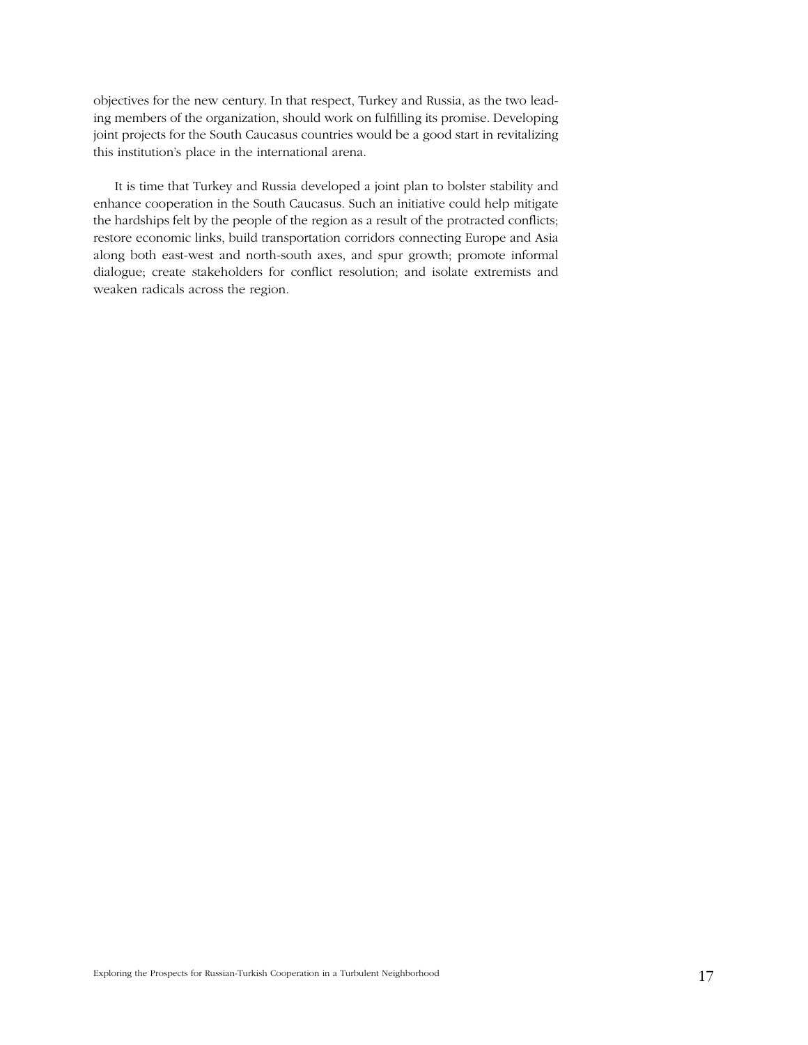objectives for the new century. In that respect, Turkey and Russia, as the two leading members of the organization, should work on fulfilling its promise. Developing joint projects for the South Caucasus countries would be a good start in revitalizing this institution's place in the international arena.

It is time that Turkey and Russia developed a joint plan to bolster stability and enhance cooperation in the South Caucasus. Such an initiative could help mitigate the hardships felt by the people of the region as a result of the protracted conflicts; restore economic links, build transportation corridors connecting Europe and Asia along both east-west and north-south axes, and spur growth; promote informal dialogue; create stakeholders for conflict resolution; and isolate extremists and weaken radicals across the region.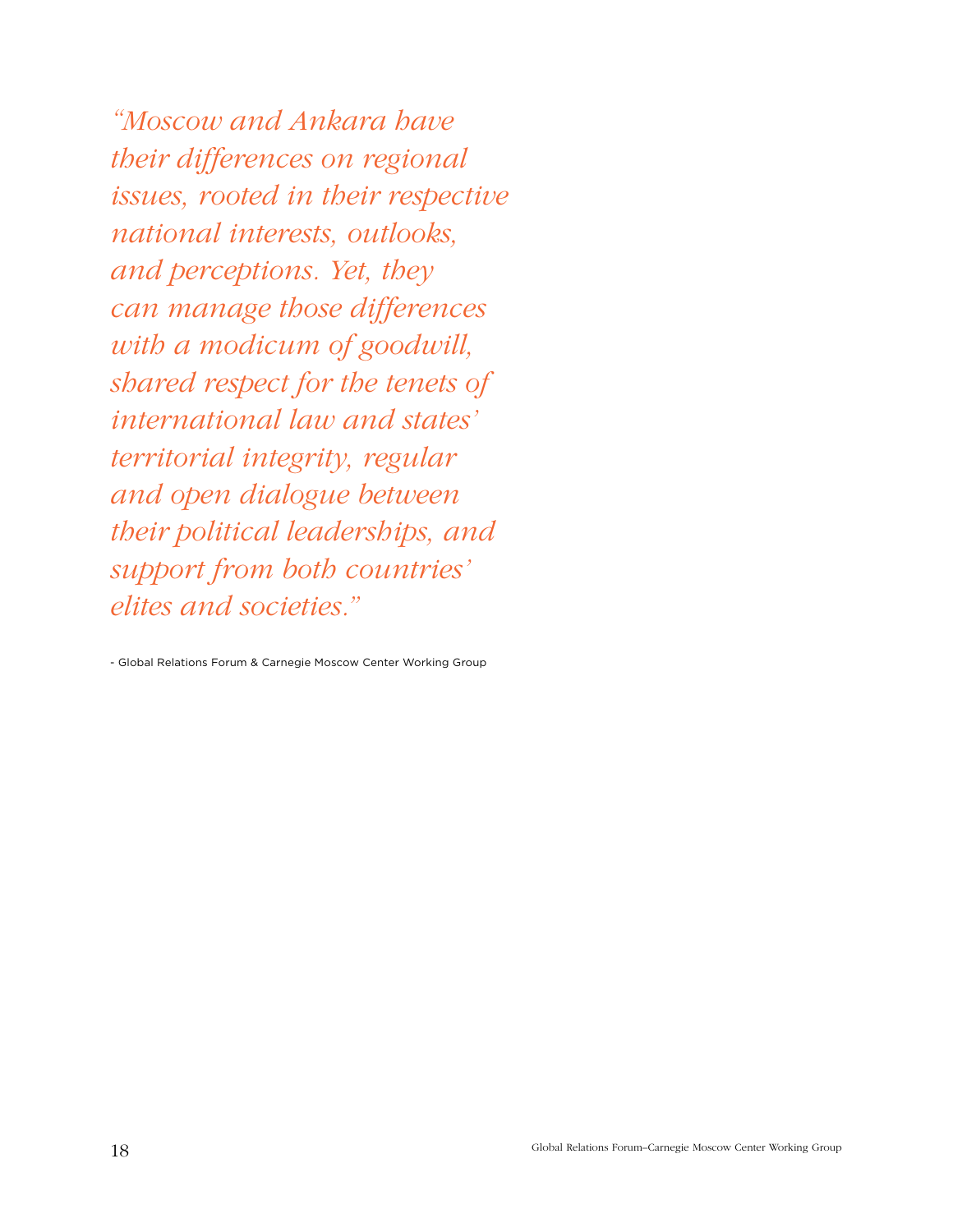*"Moscow and Ankara have their differences on regional issues, rooted in their respective national interests, outlooks, and perceptions. Yet, they can manage those differences with a modicum of goodwill, shared respect for the tenets of international law and states' territorial integrity, regular and open dialogue between their political leaderships, and support from both countries' elites and societies."*

- Global Relations Forum & Carnegie Moscow Center Working Group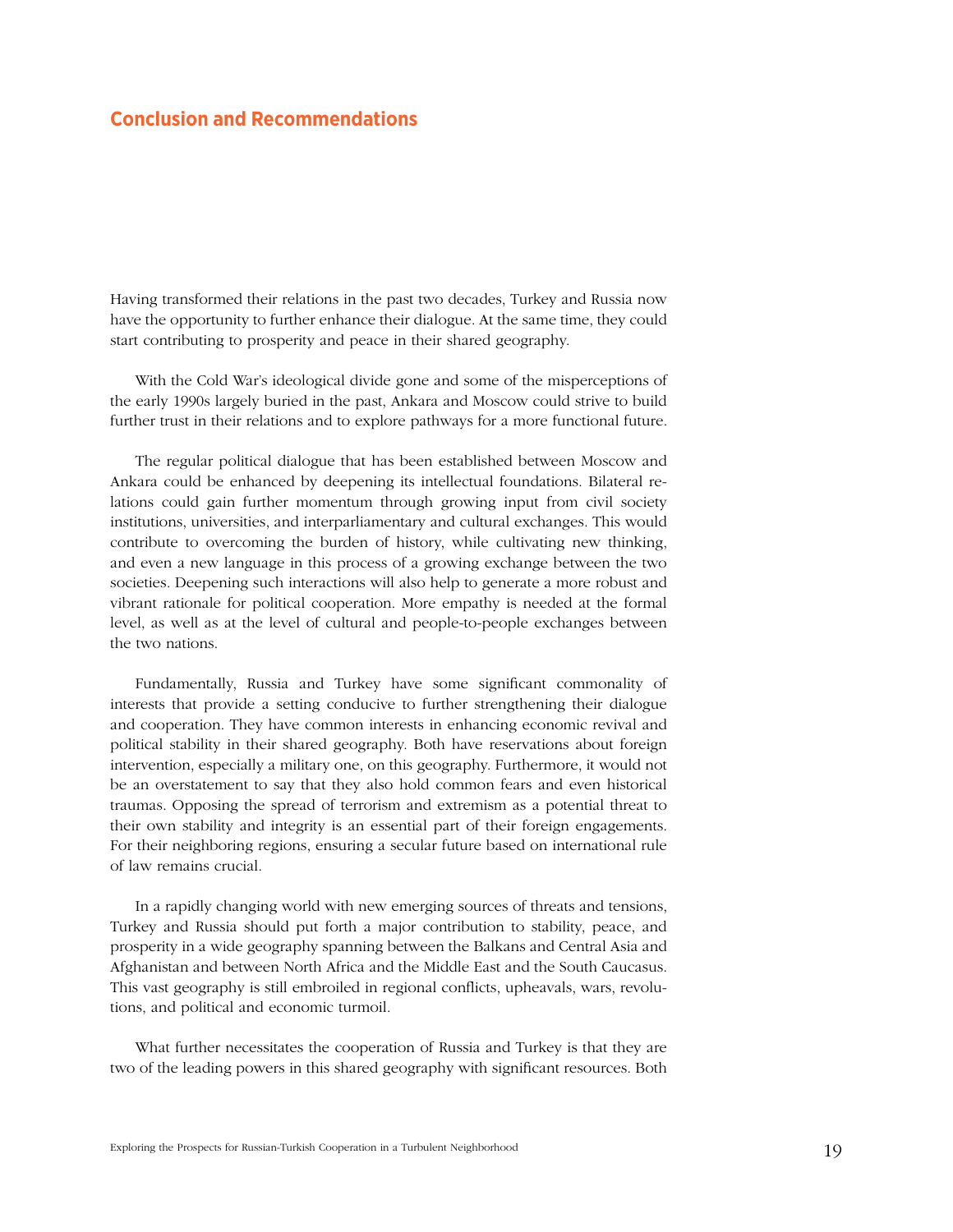## Conclusion and Recommendations

Having transformed their relations in the past two decades, Turkey and Russia now have the opportunity to further enhance their dialogue. At the same time, they could start contributing to prosperity and peace in their shared geography.

With the Cold War's ideological divide gone and some of the misperceptions of the early 1990s largely buried in the past, Ankara and Moscow could strive to build further trust in their relations and to explore pathways for a more functional future.

The regular political dialogue that has been established between Moscow and Ankara could be enhanced by deepening its intellectual foundations. Bilateral relations could gain further momentum through growing input from civil society institutions, universities, and interparliamentary and cultural exchanges. This would contribute to overcoming the burden of history, while cultivating new thinking, and even a new language in this process of a growing exchange between the two societies. Deepening such interactions will also help to generate a more robust and vibrant rationale for political cooperation. More empathy is needed at the formal level, as well as at the level of cultural and people-to-people exchanges between the two nations.

Fundamentally, Russia and Turkey have some significant commonality of interests that provide a setting conducive to further strengthening their dialogue and cooperation. They have common interests in enhancing economic revival and political stability in their shared geography. Both have reservations about foreign intervention, especially a military one, on this geography. Furthermore, it would not be an overstatement to say that they also hold common fears and even historical traumas. Opposing the spread of terrorism and extremism as a potential threat to their own stability and integrity is an essential part of their foreign engagements. For their neighboring regions, ensuring a secular future based on international rule of law remains crucial.

In a rapidly changing world with new emerging sources of threats and tensions, Turkey and Russia should put forth a major contribution to stability, peace, and prosperity in a wide geography spanning between the Balkans and Central Asia and Afghanistan and between North Africa and the Middle East and the South Caucasus. This vast geography is still embroiled in regional conflicts, upheavals, wars, revolutions, and political and economic turmoil.

What further necessitates the cooperation of Russia and Turkey is that they are two of the leading powers in this shared geography with significant resources. Both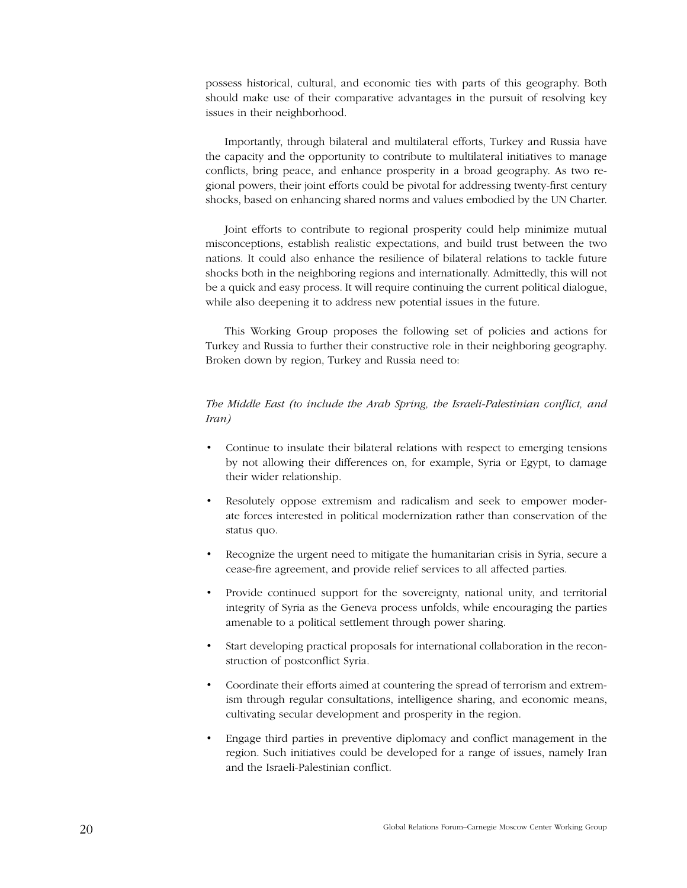possess historical, cultural, and economic ties with parts of this geography. Both should make use of their comparative advantages in the pursuit of resolving key issues in their neighborhood.

Importantly, through bilateral and multilateral efforts, Turkey and Russia have the capacity and the opportunity to contribute to multilateral initiatives to manage conflicts, bring peace, and enhance prosperity in a broad geography. As two regional powers, their joint efforts could be pivotal for addressing twenty-first century shocks, based on enhancing shared norms and values embodied by the UN Charter.

Joint efforts to contribute to regional prosperity could help minimize mutual misconceptions, establish realistic expectations, and build trust between the two nations. It could also enhance the resilience of bilateral relations to tackle future shocks both in the neighboring regions and internationally. Admittedly, this will not be a quick and easy process. It will require continuing the current political dialogue, while also deepening it to address new potential issues in the future.

This Working Group proposes the following set of policies and actions for Turkey and Russia to further their constructive role in their neighboring geography. Broken down by region, Turkey and Russia need to:

*The Middle East (to include the Arab Spring, the Israeli-Palestinian conflict, and Iran)*

- Continue to insulate their bilateral relations with respect to emerging tensions by not allowing their differences on, for example, Syria or Egypt, to damage their wider relationship.
- Resolutely oppose extremism and radicalism and seek to empower moderate forces interested in political modernization rather than conservation of the status quo.
- Recognize the urgent need to mitigate the humanitarian crisis in Syria, secure a cease-fire agreement, and provide relief services to all affected parties.
- Provide continued support for the sovereignty, national unity, and territorial integrity of Syria as the Geneva process unfolds, while encouraging the parties amenable to a political settlement through power sharing.
- Start developing practical proposals for international collaboration in the reconstruction of postconflict Syria.
- Coordinate their efforts aimed at countering the spread of terrorism and extremism through regular consultations, intelligence sharing, and economic means, cultivating secular development and prosperity in the region.
- Engage third parties in preventive diplomacy and conflict management in the region. Such initiatives could be developed for a range of issues, namely Iran and the Israeli-Palestinian conflict.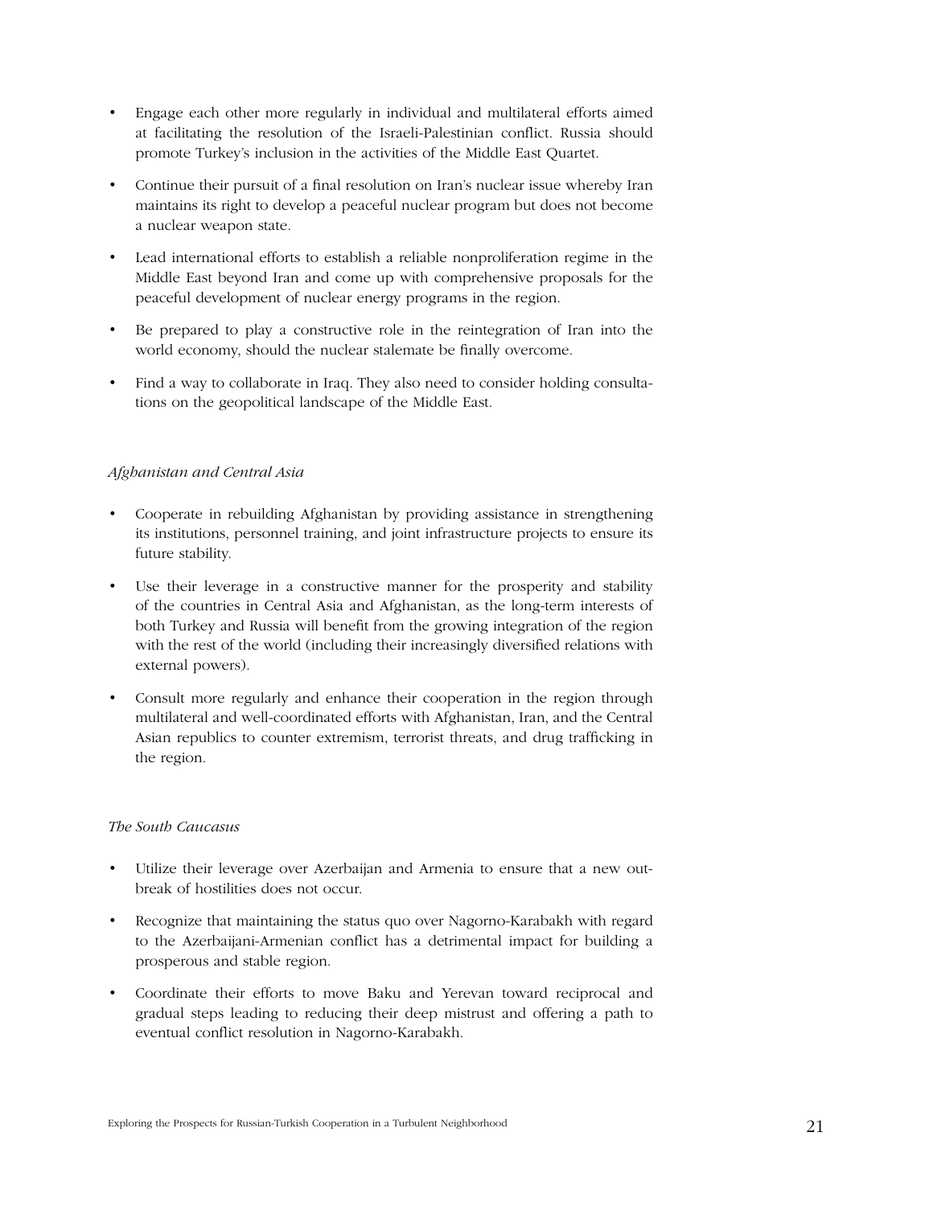- Engage each other more regularly in individual and multilateral efforts aimed at facilitating the resolution of the Israeli-Palestinian conflict. Russia should promote Turkey's inclusion in the activities of the Middle East Quartet.
- Continue their pursuit of a final resolution on Iran's nuclear issue whereby Iran maintains its right to develop a peaceful nuclear program but does not become a nuclear weapon state.
- Lead international efforts to establish a reliable nonproliferation regime in the Middle East beyond Iran and come up with comprehensive proposals for the peaceful development of nuclear energy programs in the region.
- Be prepared to play a constructive role in the reintegration of Iran into the world economy, should the nuclear stalemate be finally overcome.
- Find a way to collaborate in Iraq. They also need to consider holding consultations on the geopolitical landscape of the Middle East.

*Afghanistan and Central Asia*

- Cooperate in rebuilding Afghanistan by providing assistance in strengthening its institutions, personnel training, and joint infrastructure projects to ensure its future stability.
- Use their leverage in a constructive manner for the prosperity and stability of the countries in Central Asia and Afghanistan, as the long-term interests of both Turkey and Russia will benefit from the growing integration of the region with the rest of the world (including their increasingly diversified relations with external powers).
- Consult more regularly and enhance their cooperation in the region through multilateral and well-coordinated efforts with Afghanistan, Iran, and the Central Asian republics to counter extremism, terrorist threats, and drug trafficking in the region.

*The South Caucasus*

- Utilize their leverage over Azerbaijan and Armenia to ensure that a new outbreak of hostilities does not occur.
- Recognize that maintaining the status quo over Nagorno-Karabakh with regard to the Azerbaijani-Armenian conflict has a detrimental impact for building a prosperous and stable region.
- Coordinate their efforts to move Baku and Yerevan toward reciprocal and gradual steps leading to reducing their deep mistrust and offering a path to eventual conflict resolution in Nagorno-Karabakh.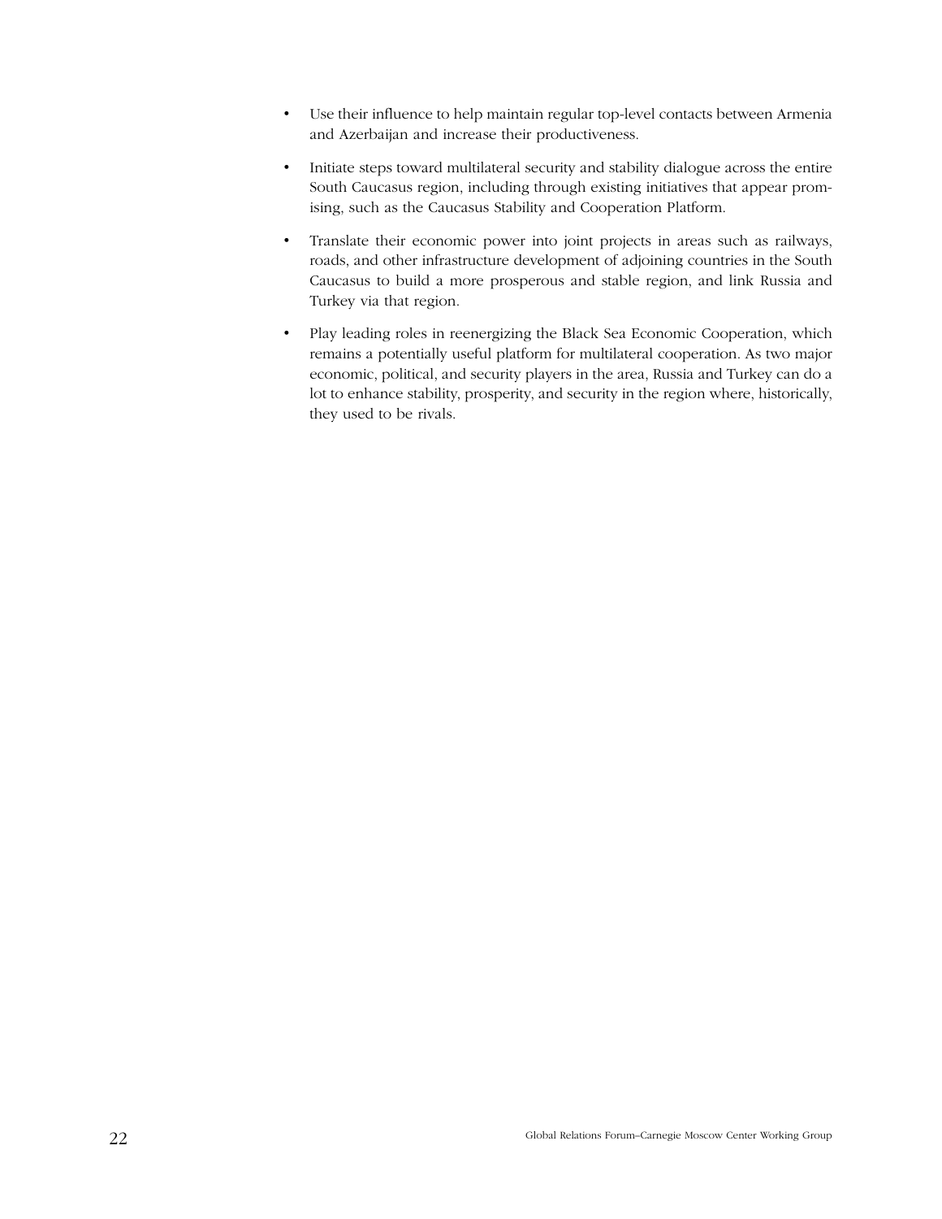- Use their influence to help maintain regular top-level contacts between Armenia and Azerbaijan and increase their productiveness.
- Initiate steps toward multilateral security and stability dialogue across the entire South Caucasus region, including through existing initiatives that appear promising, such as the Caucasus Stability and Cooperation Platform.
- Translate their economic power into joint projects in areas such as railways, roads, and other infrastructure development of adjoining countries in the South Caucasus to build a more prosperous and stable region, and link Russia and Turkey via that region.
- Play leading roles in reenergizing the Black Sea Economic Cooperation, which remains a potentially useful platform for multilateral cooperation. As two major economic, political, and security players in the area, Russia and Turkey can do a lot to enhance stability, prosperity, and security in the region where, historically, they used to be rivals.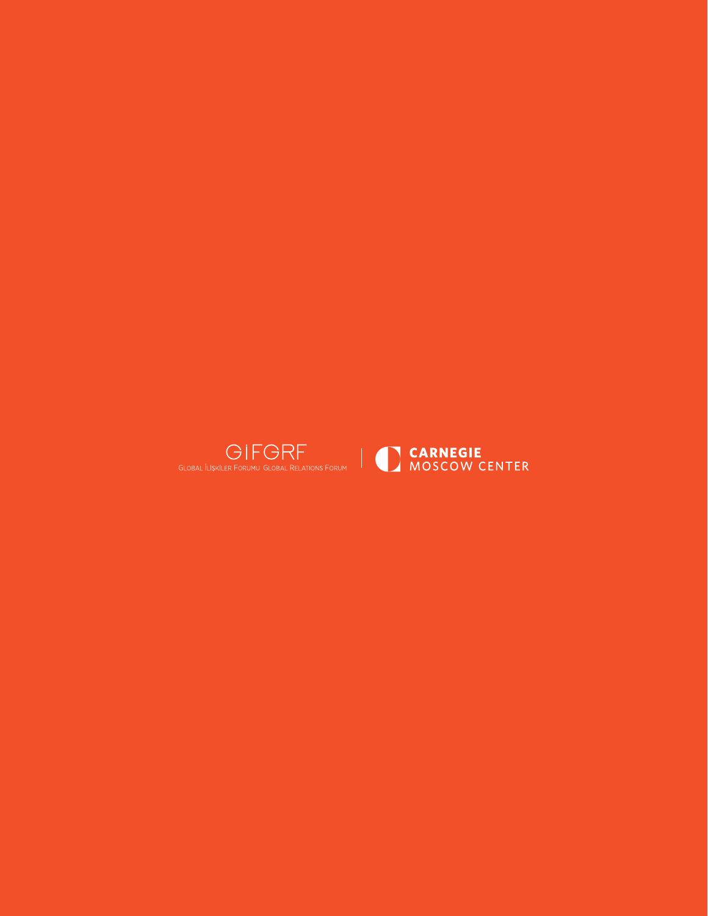GİFGRF

GLOBAL İLİŞKİLER FORUMU GLOBAL RELATIONS FORUM

CARNEGIE
MOSCOW CENTER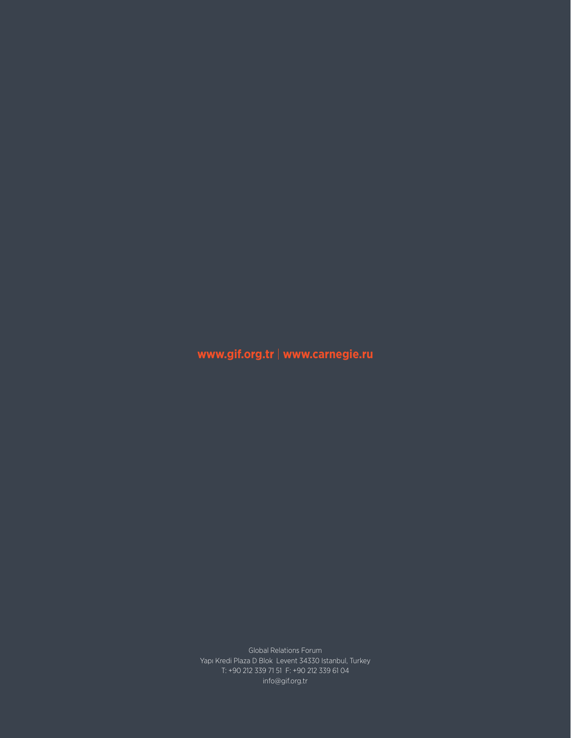**www.gif.org.tr** | **www.carnegie.ru**

Global Relations Forum
Yapı Kredi Plaza D Blok Levent 34330 Istanbul, Turkey
T: +90 212 339 71 51 F: +90 212 339 61 04
info@gif.org.tr